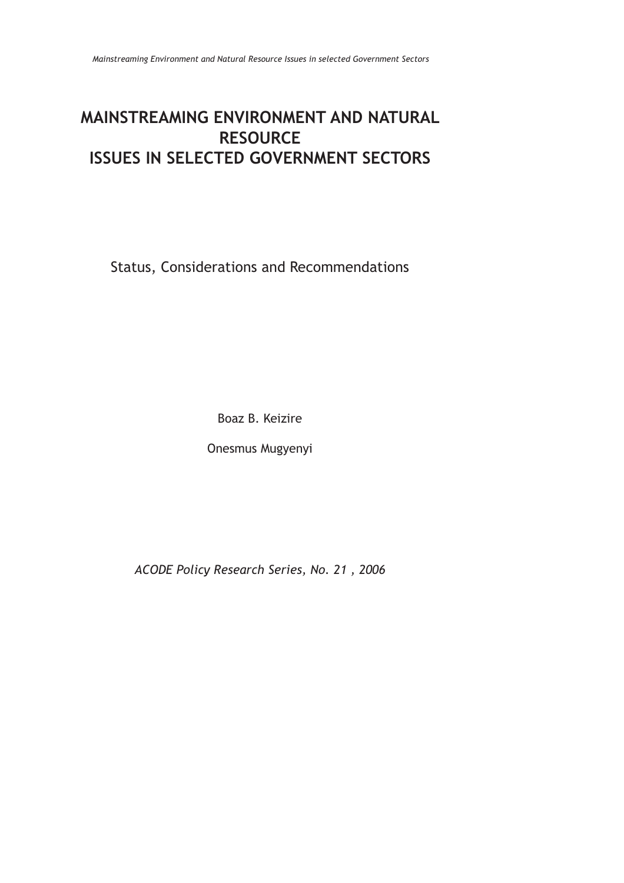# MAINSTREAMING ENVIRONMENT AND NATURAL RESOURCE ISSUES IN SELECTED GOVERNMENT SECTORS

Status, Considerations and Recommendations

Boaz B. Keizire

Onesmus Mugyenyi

*ACODE Policy Research Series, No. 21 , 2006*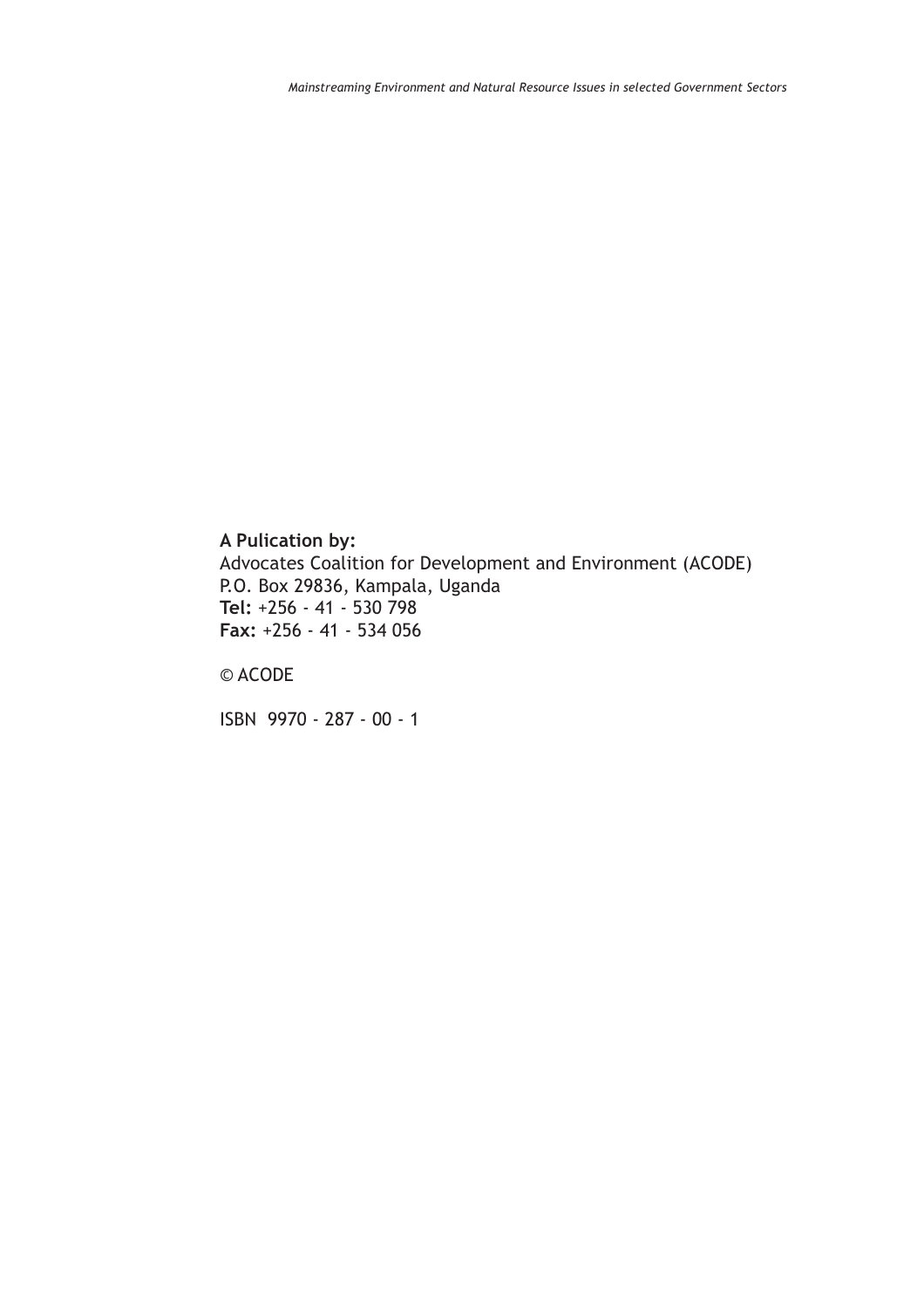**A Pulication by:**
Advocates Coalition for Development and Environment (ACODE)
P.O. Box 29836, Kampala, Uganda
**Tel:** +256 - 41 - 530 798
**Fax:** +256 - 41 - 534 056

© ACODE

ISBN 9970 - 287 - 00 - 1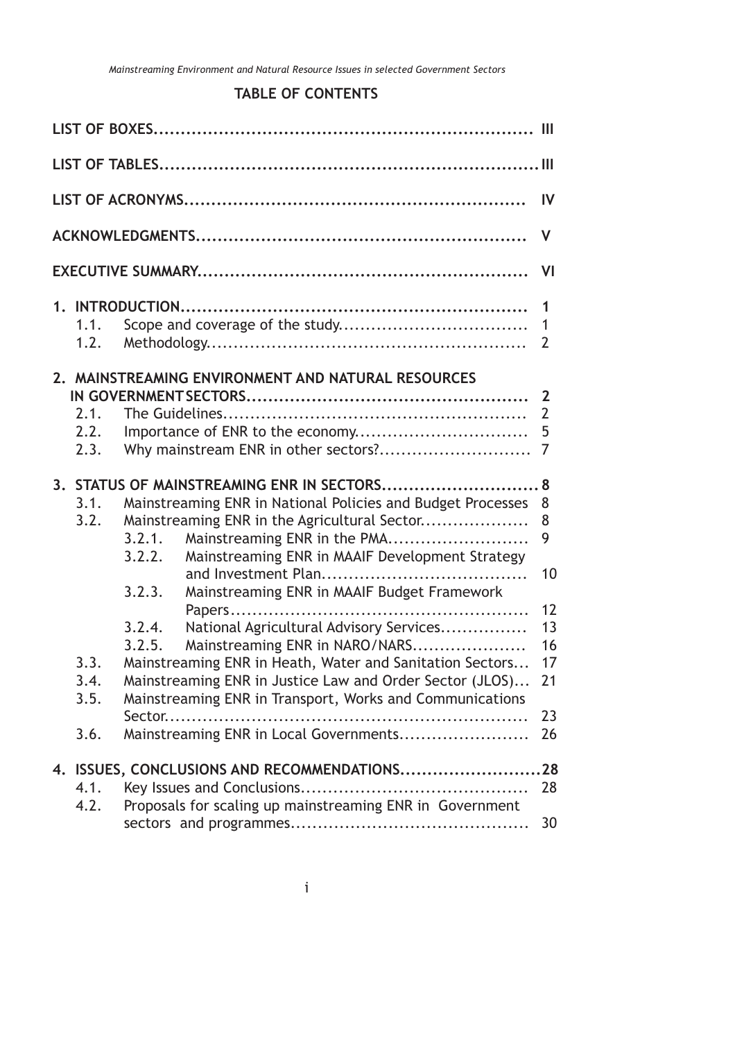## TABLE OF CONTENTS

LIST OF BOXES.................................................................... III

LIST OF TABLES....................................................................III

LIST OF ACRONYMS.............................................................. IV

ACKNOWLEDGMENTS............................................................ V

EXECUTIVE SUMMARY............................................................ VI

1. INTRODUCTION................................................................ 1
   - 1.1. Scope and coverage of the study.................................. 1
   - 1.2. Methodology........................................................... 2

2. MAINSTREAMING ENVIRONMENT AND NATURAL RESOURCES IN GOVERNMENT SECTORS................................................... 2
   - 2.1. The Guidelines........................................................ 2
   - 2.2. Importance of ENR to the economy............................... 5
   - 2.3. Why mainstream ENR in other sectors?............................ 7

3. STATUS OF MAINSTREAMING ENR IN SECTORS............................. 8
   - 3.1. Mainstreaming ENR in National Policies and Budget Processes 8
   - 3.2. Mainstreaming ENR in the Agricultural Sector.................... 8
     - 3.2.1. Mainstreaming ENR in the PMA......................... 9
     - 3.2.2. Mainstreaming ENR in MAAIF Development Strategy and Investment Plan...................................... 10
     - 3.2.3. Mainstreaming ENR in MAAIF Budget Framework Papers...................................................... 12
     - 3.2.4. National Agricultural Advisory Services................ 13
     - 3.2.5. Mainstreaming ENR in NARO/NARS..................... 16
   - 3.3. Mainstreaming ENR in Heath, Water and Sanitation Sectors... 17
   - 3.4. Mainstreaming ENR in Justice Law and Order Sector (JLOS)... 21
   - 3.5. Mainstreaming ENR in Transport, Works and Communications Sector................................................................. 23
   - 3.6. Mainstreaming ENR in Local Governments........................ 26

4. ISSUES, CONCLUSIONS AND RECOMMENDATIONS..........................28
   - 4.1. Key Issues and Conclusions.......................................... 28
   - 4.2. Proposals for scaling up mainstreaming ENR in Government sectors and programmes............................................ 30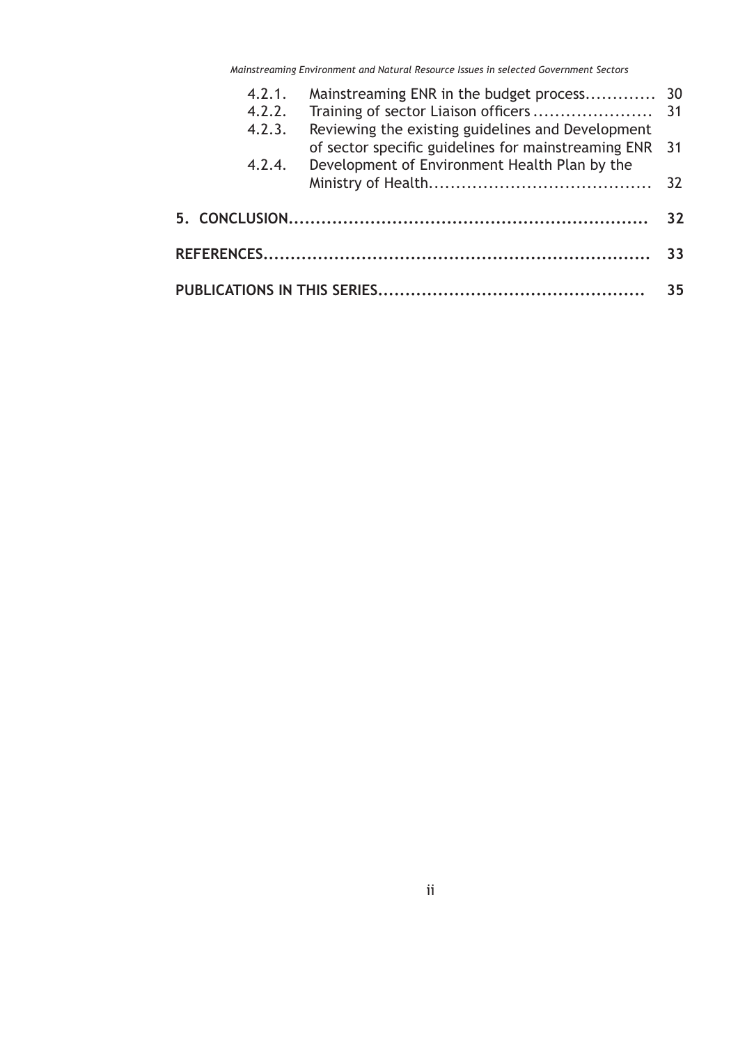| | | |
|---|---|---|
| 4.2.1. | Mainstreaming ENR in the budget process | 30 |
| 4.2.2. | Training of sector Liaison officers | 31 |
| 4.2.3. | Reviewing the existing guidelines and Development of sector specific guidelines for mainstreaming ENR | 31 |
| 4.2.4. | Development of Environment Health Plan by the Ministry of Health | 32 |

**5. CONCLUSION** .................................................................. **32**

**REFERENCES** ...................................................................... **33**

**PUBLICATIONS IN THIS SERIES** ................................................ **35**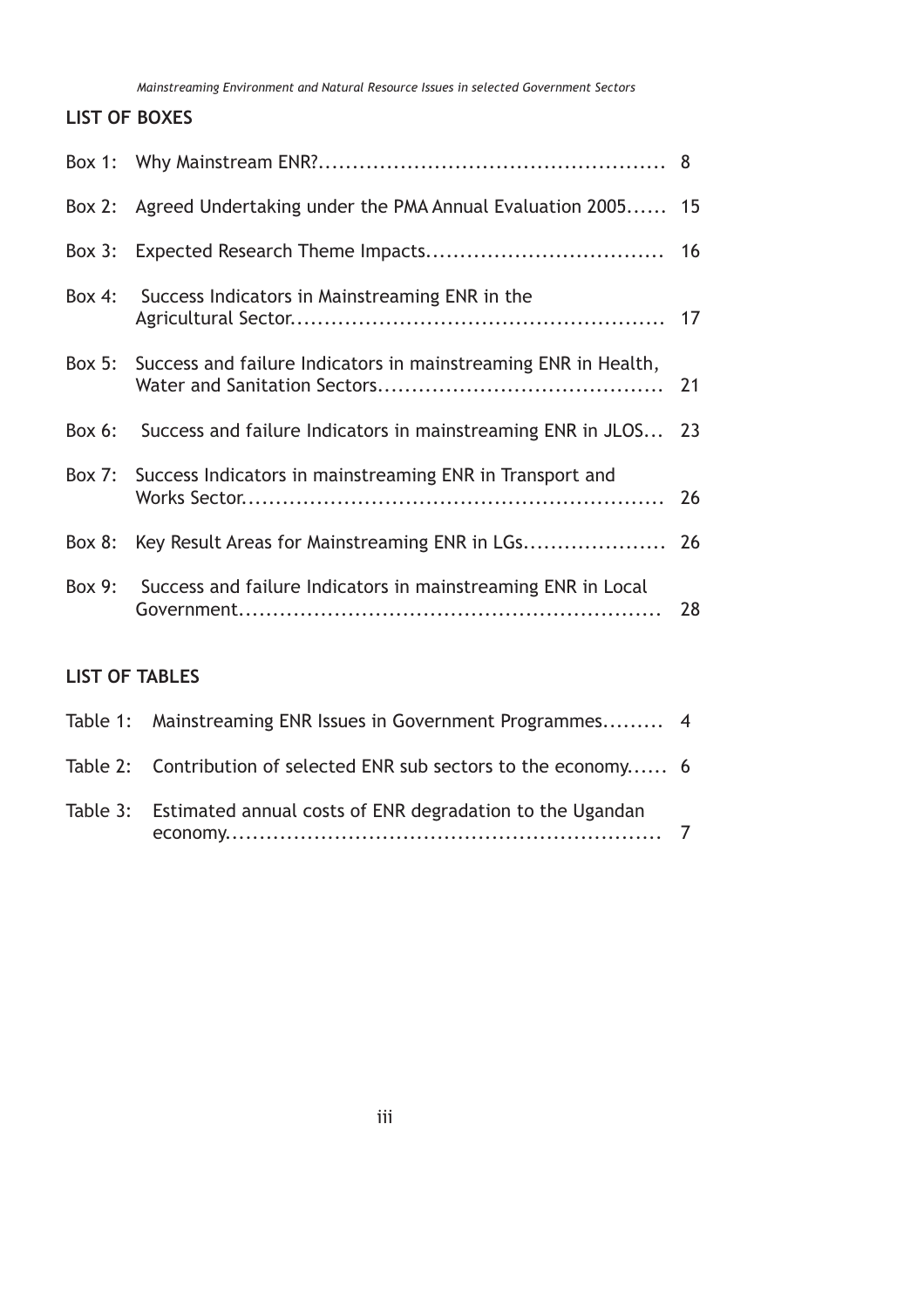## LIST OF BOXES

| | | |
|---|---|---|
| Box 1: | Why Mainstream ENR? | 8 |
| Box 2: | Agreed Undertaking under the PMA Annual Evaluation 2005 | 15 |
| Box 3: | Expected Research Theme Impacts | 16 |
| Box 4: | Success Indicators in Mainstreaming ENR in the Agricultural Sector | 17 |
| Box 5: | Success and failure Indicators in mainstreaming ENR in Health, Water and Sanitation Sectors | 21 |
| Box 6: | Success and failure Indicators in mainstreaming ENR in JLOS | 23 |
| Box 7: | Success Indicators in mainstreaming ENR in Transport and Works Sector | 26 |
| Box 8: | Key Result Areas for Mainstreaming ENR in LGs | 26 |
| Box 9: | Success and failure Indicators in mainstreaming ENR in Local Government | 28 |

## LIST OF TABLES

| | | |
|---|---|---|
| Table 1: | Mainstreaming ENR Issues in Government Programmes | 4 |
| Table 2: | Contribution of selected ENR sub sectors to the economy | 6 |
| Table 3: | Estimated annual costs of ENR degradation to the Ugandan economy | 7 |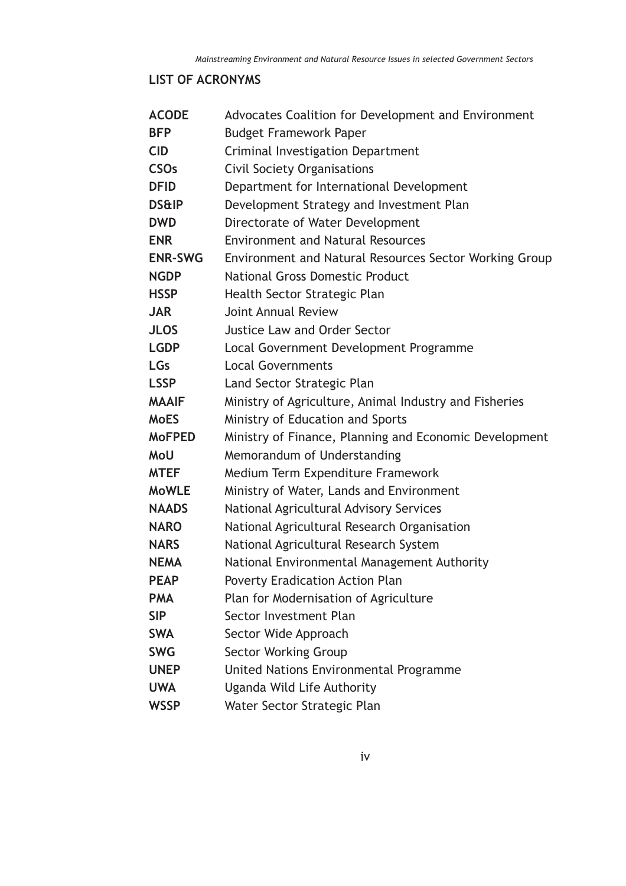## LIST OF ACRONYMS

| | |
|---|---|
| **ACODE** | Advocates Coalition for Development and Environment |
| **BFP** | Budget Framework Paper |
| **CID** | Criminal Investigation Department |
| **CSOs** | Civil Society Organisations |
| **DFID** | Department for International Development |
| **DS&IP** | Development Strategy and Investment Plan |
| **DWD** | Directorate of Water Development |
| **ENR** | Environment and Natural Resources |
| **ENR-SWG** | Environment and Natural Resources Sector Working Group |
| **NGDP** | National Gross Domestic Product |
| **HSSP** | Health Sector Strategic Plan |
| **JAR** | Joint Annual Review |
| **JLOS** | Justice Law and Order Sector |
| **LGDP** | Local Government Development Programme |
| **LGs** | Local Governments |
| **LSSP** | Land Sector Strategic Plan |
| **MAAIF** | Ministry of Agriculture, Animal Industry and Fisheries |
| **MoES** | Ministry of Education and Sports |
| **MoFPED** | Ministry of Finance, Planning and Economic Development |
| **MoU** | Memorandum of Understanding |
| **MTEF** | Medium Term Expenditure Framework |
| **MoWLE** | Ministry of Water, Lands and Environment |
| **NAADS** | National Agricultural Advisory Services |
| **NARO** | National Agricultural Research Organisation |
| **NARS** | National Agricultural Research System |
| **NEMA** | National Environmental Management Authority |
| **PEAP** | Poverty Eradication Action Plan |
| **PMA** | Plan for Modernisation of Agriculture |
| **SIP** | Sector Investment Plan |
| **SWA** | Sector Wide Approach |
| **SWG** | Sector Working Group |
| **UNEP** | United Nations Environmental Programme |
| **UWA** | Uganda Wild Life Authority |
| **WSSP** | Water Sector Strategic Plan |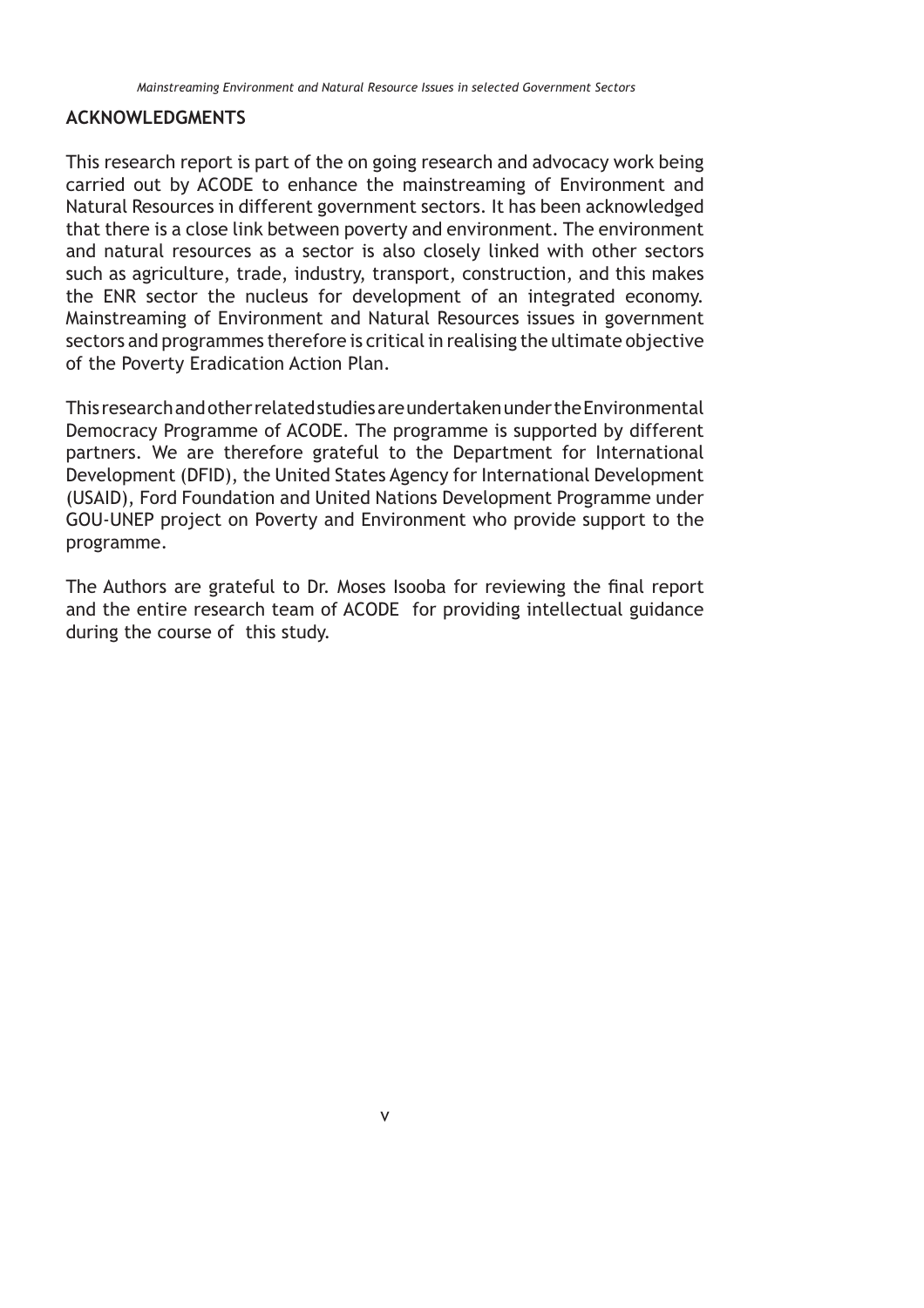## ACKNOWLEDGMENTS

This research report is part of the on going research and advocacy work being carried out by ACODE to enhance the mainstreaming of Environment and Natural Resources in different government sectors. It has been acknowledged that there is a close link between poverty and environment. The environment and natural resources as a sector is also closely linked with other sectors such as agriculture, trade, industry, transport, construction, and this makes the ENR sector the nucleus for development of an integrated economy. Mainstreaming of Environment and Natural Resources issues in government sectors and programmes therefore is critical in realising the ultimate objective of the Poverty Eradication Action Plan.

This research and other related studies are undertaken under the Environmental Democracy Programme of ACODE. The programme is supported by different partners. We are therefore grateful to the Department for International Development (DFID), the United States Agency for International Development (USAID), Ford Foundation and United Nations Development Programme under GOU-UNEP project on Poverty and Environment who provide support to the programme.

The Authors are grateful to Dr. Moses Isooba for reviewing the final report and the entire research team of ACODE for providing intellectual guidance during the course of this study.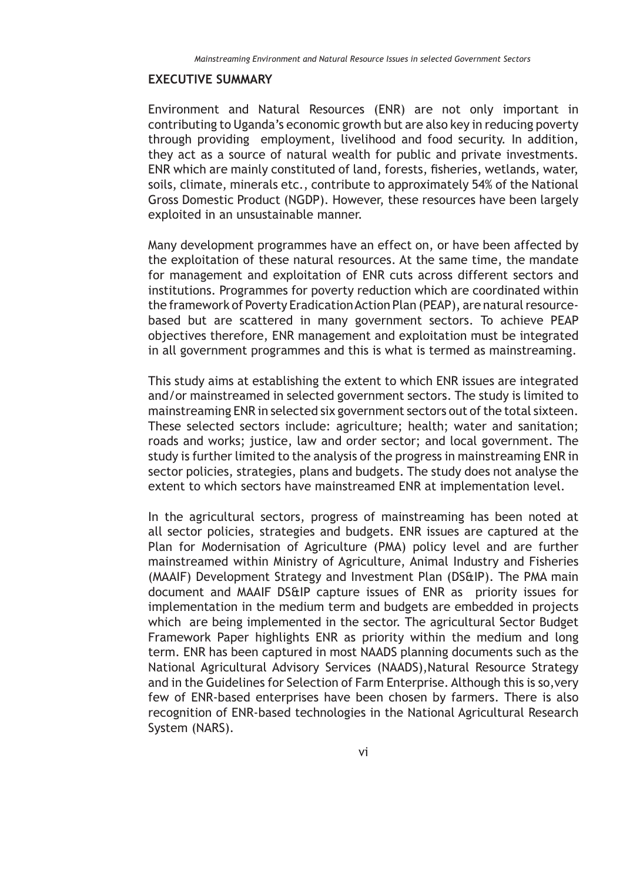## EXECUTIVE SUMMARY

Environment and Natural Resources (ENR) are not only important in contributing to Uganda's economic growth but are also key in reducing poverty through providing employment, livelihood and food security. In addition, they act as a source of natural wealth for public and private investments. ENR which are mainly constituted of land, forests, fisheries, wetlands, water, soils, climate, minerals etc., contribute to approximately 54% of the National Gross Domestic Product (NGDP). However, these resources have been largely exploited in an unsustainable manner.

Many development programmes have an effect on, or have been affected by the exploitation of these natural resources. At the same time, the mandate for management and exploitation of ENR cuts across different sectors and institutions. Programmes for poverty reduction which are coordinated within the framework of Poverty Eradication Action Plan (PEAP), are natural resource-based but are scattered in many government sectors. To achieve PEAP objectives therefore, ENR management and exploitation must be integrated in all government programmes and this is what is termed as mainstreaming.

This study aims at establishing the extent to which ENR issues are integrated and/or mainstreamed in selected government sectors. The study is limited to mainstreaming ENR in selected six government sectors out of the total sixteen. These selected sectors include: agriculture; health; water and sanitation; roads and works; justice, law and order sector; and local government. The study is further limited to the analysis of the progress in mainstreaming ENR in sector policies, strategies, plans and budgets. The study does not analyse the extent to which sectors have mainstreamed ENR at implementation level.

In the agricultural sectors, progress of mainstreaming has been noted at all sector policies, strategies and budgets. ENR issues are captured at the Plan for Modernisation of Agriculture (PMA) policy level and are further mainstreamed within Ministry of Agriculture, Animal Industry and Fisheries (MAAIF) Development Strategy and Investment Plan (DS&IP). The PMA main document and MAAIF DS&IP capture issues of ENR as priority issues for implementation in the medium term and budgets are embedded in projects which are being implemented in the sector. The agricultural Sector Budget Framework Paper highlights ENR as priority within the medium and long term. ENR has been captured in most NAADS planning documents such as the National Agricultural Advisory Services (NAADS),Natural Resource Strategy and in the Guidelines for Selection of Farm Enterprise. Although this is so,very few of ENR-based enterprises have been chosen by farmers. There is also recognition of ENR-based technologies in the National Agricultural Research System (NARS).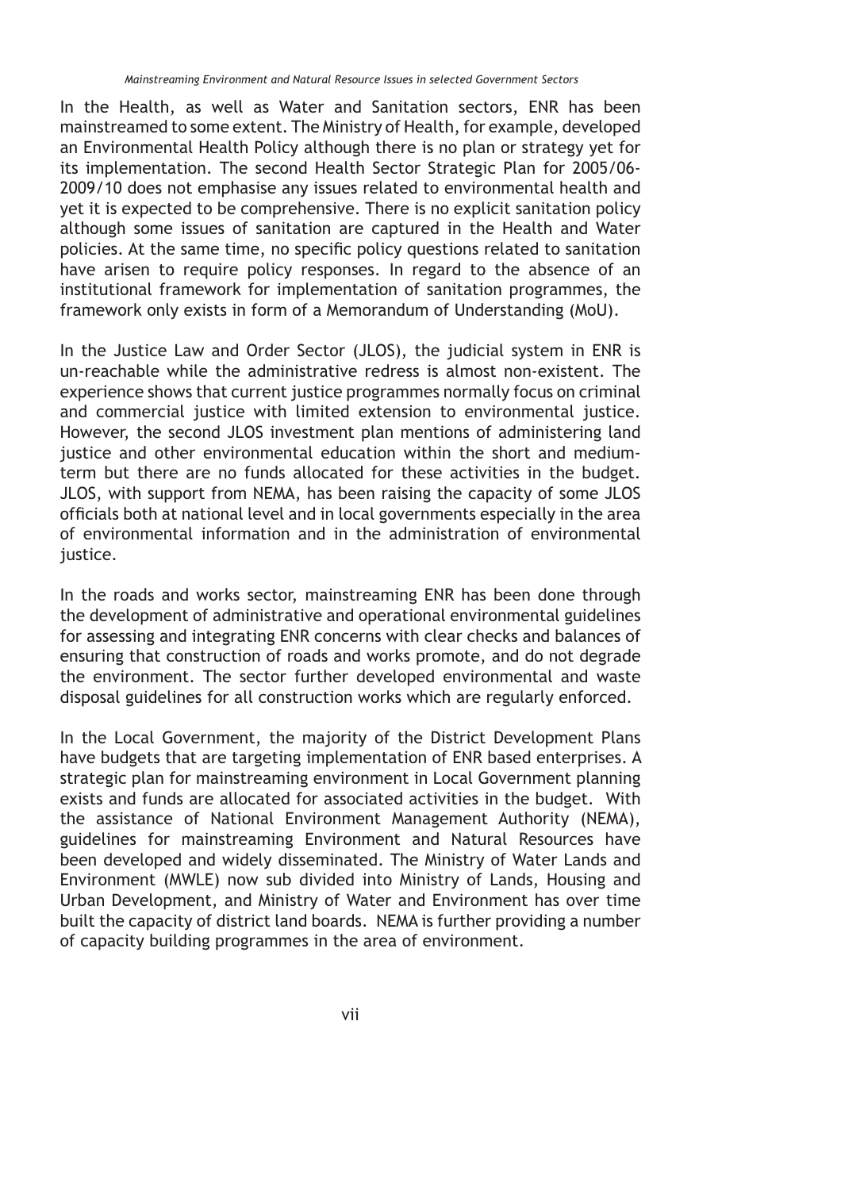In the Health, as well as Water and Sanitation sectors, ENR has been mainstreamed to some extent. The Ministry of Health, for example, developed an Environmental Health Policy although there is no plan or strategy yet for its implementation. The second Health Sector Strategic Plan for 2005/06-2009/10 does not emphasise any issues related to environmental health and yet it is expected to be comprehensive. There is no explicit sanitation policy although some issues of sanitation are captured in the Health and Water policies. At the same time, no specific policy questions related to sanitation have arisen to require policy responses. In regard to the absence of an institutional framework for implementation of sanitation programmes, the framework only exists in form of a Memorandum of Understanding (MoU).

In the Justice Law and Order Sector (JLOS), the judicial system in ENR is un-reachable while the administrative redress is almost non-existent. The experience shows that current justice programmes normally focus on criminal and commercial justice with limited extension to environmental justice. However, the second JLOS investment plan mentions of administering land justice and other environmental education within the short and medium-term but there are no funds allocated for these activities in the budget. JLOS, with support from NEMA, has been raising the capacity of some JLOS officials both at national level and in local governments especially in the area of environmental information and in the administration of environmental justice.

In the roads and works sector, mainstreaming ENR has been done through the development of administrative and operational environmental guidelines for assessing and integrating ENR concerns with clear checks and balances of ensuring that construction of roads and works promote, and do not degrade the environment. The sector further developed environmental and waste disposal guidelines for all construction works which are regularly enforced.

In the Local Government, the majority of the District Development Plans have budgets that are targeting implementation of ENR based enterprises. A strategic plan for mainstreaming environment in Local Government planning exists and funds are allocated for associated activities in the budget. With the assistance of National Environment Management Authority (NEMA), guidelines for mainstreaming Environment and Natural Resources have been developed and widely disseminated. The Ministry of Water Lands and Environment (MWLE) now sub divided into Ministry of Lands, Housing and Urban Development, and Ministry of Water and Environment has over time built the capacity of district land boards. NEMA is further providing a number of capacity building programmes in the area of environment.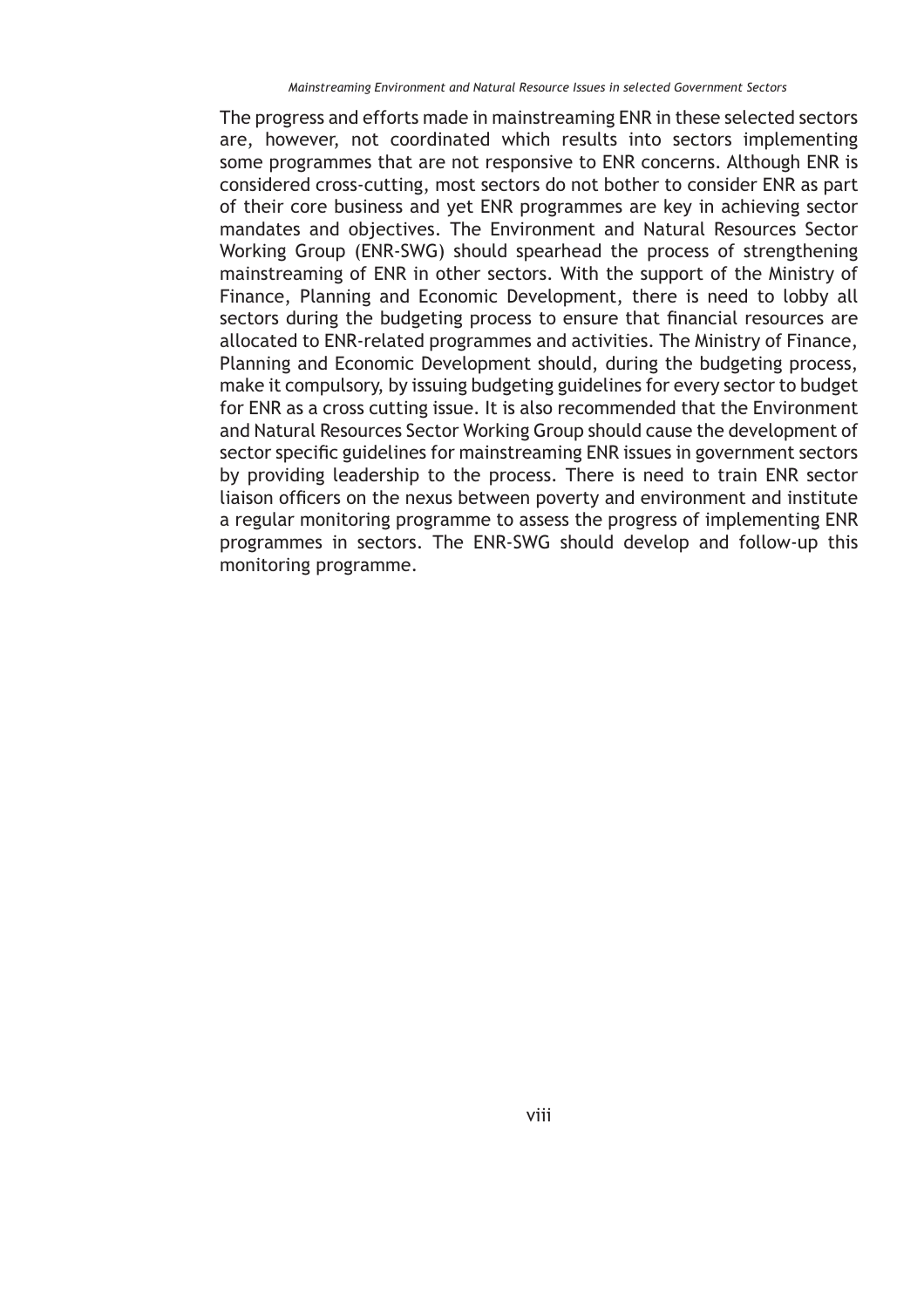The progress and efforts made in mainstreaming ENR in these selected sectors are, however, not coordinated which results into sectors implementing some programmes that are not responsive to ENR concerns. Although ENR is considered cross-cutting, most sectors do not bother to consider ENR as part of their core business and yet ENR programmes are key in achieving sector mandates and objectives. The Environment and Natural Resources Sector Working Group (ENR-SWG) should spearhead the process of strengthening mainstreaming of ENR in other sectors. With the support of the Ministry of Finance, Planning and Economic Development, there is need to lobby all sectors during the budgeting process to ensure that financial resources are allocated to ENR-related programmes and activities. The Ministry of Finance, Planning and Economic Development should, during the budgeting process, make it compulsory, by issuing budgeting guidelines for every sector to budget for ENR as a cross cutting issue. It is also recommended that the Environment and Natural Resources Sector Working Group should cause the development of sector specific guidelines for mainstreaming ENR issues in government sectors by providing leadership to the process. There is need to train ENR sector liaison officers on the nexus between poverty and environment and institute a regular monitoring programme to assess the progress of implementing ENR programmes in sectors. The ENR-SWG should develop and follow-up this monitoring programme.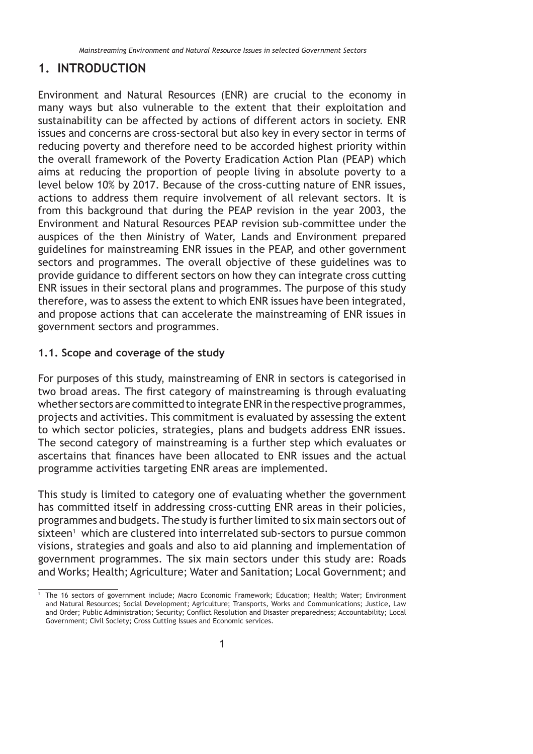# 1. INTRODUCTION

Environment and Natural Resources (ENR) are crucial to the economy in many ways but also vulnerable to the extent that their exploitation and sustainability can be affected by actions of different actors in society. ENR issues and concerns are cross-sectoral but also key in every sector in terms of reducing poverty and therefore need to be accorded highest priority within the overall framework of the Poverty Eradication Action Plan (PEAP) which aims at reducing the proportion of people living in absolute poverty to a level below 10% by 2017. Because of the cross-cutting nature of ENR issues, actions to address them require involvement of all relevant sectors. It is from this background that during the PEAP revision in the year 2003, the Environment and Natural Resources PEAP revision sub-committee under the auspices of the then Ministry of Water, Lands and Environment prepared guidelines for mainstreaming ENR issues in the PEAP, and other government sectors and programmes. The overall objective of these guidelines was to provide guidance to different sectors on how they can integrate cross cutting ENR issues in their sectoral plans and programmes. The purpose of this study therefore, was to assess the extent to which ENR issues have been integrated, and propose actions that can accelerate the mainstreaming of ENR issues in government sectors and programmes.

## 1.1. Scope and coverage of the study

For purposes of this study, mainstreaming of ENR in sectors is categorised in two broad areas. The first category of mainstreaming is through evaluating whether sectors are committed to integrate ENR in the respective programmes, projects and activities. This commitment is evaluated by assessing the extent to which sector policies, strategies, plans and budgets address ENR issues. The second category of mainstreaming is a further step which evaluates or ascertains that finances have been allocated to ENR issues and the actual programme activities targeting ENR areas are implemented.

This study is limited to category one of evaluating whether the government has committed itself in addressing cross-cutting ENR areas in their policies, programmes and budgets. The study is further limited to six main sectors out of sixteen[1] which are clustered into interrelated sub-sectors to pursue common visions, strategies and goals and also to aid planning and implementation of government programmes. The six main sectors under this study are: Roads and Works; Health; Agriculture; Water and Sanitation; Local Government; and

[1] The 16 sectors of government include; Macro Economic Framework; Education; Health; Water; Environment and Natural Resources; Social Development; Agriculture; Transports, Works and Communications; Justice, Law and Order; Public Administration; Security; Conflict Resolution and Disaster preparedness; Accountability; Local Government; Civil Society; Cross Cutting Issues and Economic services.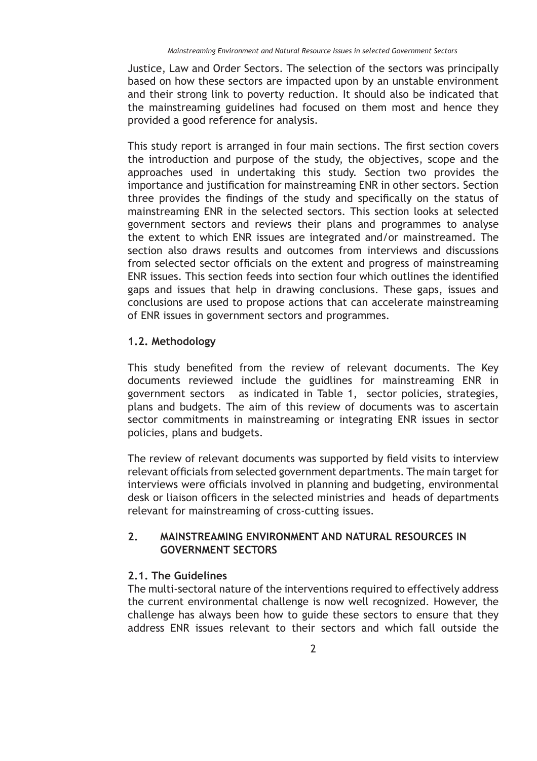Justice, Law and Order Sectors. The selection of the sectors was principally based on how these sectors are impacted upon by an unstable environment and their strong link to poverty reduction. It should also be indicated that the mainstreaming guidelines had focused on them most and hence they provided a good reference for analysis.

This study report is arranged in four main sections. The first section covers the introduction and purpose of the study, the objectives, scope and the approaches used in undertaking this study. Section two provides the importance and justification for mainstreaming ENR in other sectors. Section three provides the findings of the study and specifically on the status of mainstreaming ENR in the selected sectors. This section looks at selected government sectors and reviews their plans and programmes to analyse the extent to which ENR issues are integrated and/or mainstreamed. The section also draws results and outcomes from interviews and discussions from selected sector officials on the extent and progress of mainstreaming ENR issues. This section feeds into section four which outlines the identified gaps and issues that help in drawing conclusions. These gaps, issues and conclusions are used to propose actions that can accelerate mainstreaming of ENR issues in government sectors and programmes.

### 1.2. Methodology

This study benefited from the review of relevant documents. The Key documents reviewed include the guidlines for mainstreaming ENR in government sectors as indicated in Table 1, sector policies, strategies, plans and budgets. The aim of this review of documents was to ascertain sector commitments in mainstreaming or integrating ENR issues in sector policies, plans and budgets.

The review of relevant documents was supported by field visits to interview relevant officials from selected government departments. The main target for interviews were officials involved in planning and budgeting, environmental desk or liaison officers in the selected ministries and heads of departments relevant for mainstreaming of cross-cutting issues.

## 2. MAINSTREAMING ENVIRONMENT AND NATURAL RESOURCES IN GOVERNMENT SECTORS

### 2.1. The Guidelines

The multi-sectoral nature of the interventions required to effectively address the current environmental challenge is now well recognized. However, the challenge has always been how to guide these sectors to ensure that they address ENR issues relevant to their sectors and which fall outside the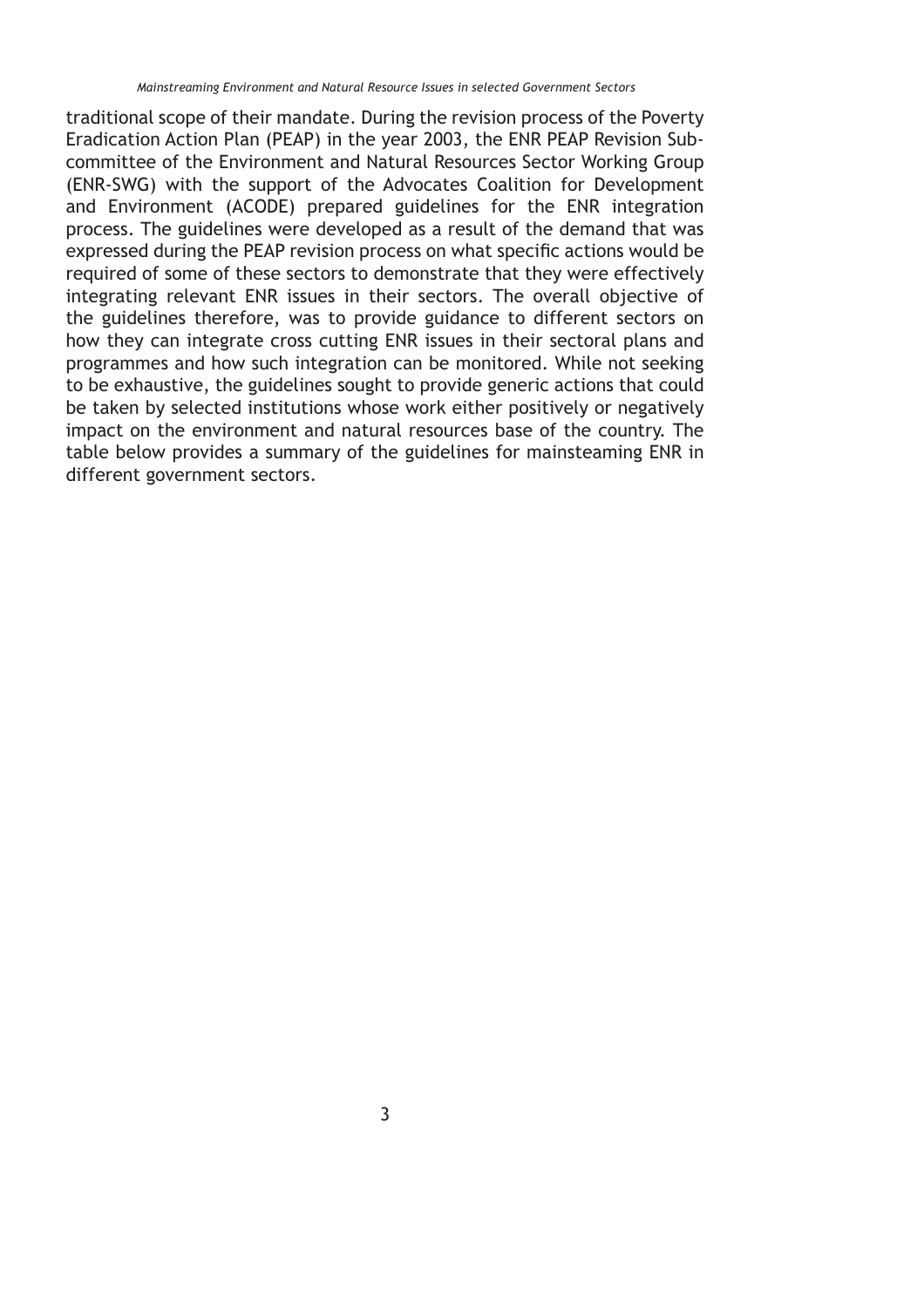traditional scope of their mandate. During the revision process of the Poverty Eradication Action Plan (PEAP) in the year 2003, the ENR PEAP Revision Sub-committee of the Environment and Natural Resources Sector Working Group (ENR-SWG) with the support of the Advocates Coalition for Development and Environment (ACODE) prepared guidelines for the ENR integration process. The guidelines were developed as a result of the demand that was expressed during the PEAP revision process on what specific actions would be required of some of these sectors to demonstrate that they were effectively integrating relevant ENR issues in their sectors. The overall objective of the guidelines therefore, was to provide guidance to different sectors on how they can integrate cross cutting ENR issues in their sectoral plans and programmes and how such integration can be monitored. While not seeking to be exhaustive, the guidelines sought to provide generic actions that could be taken by selected institutions whose work either positively or negatively impact on the environment and natural resources base of the country. The table below provides a summary of the guidelines for mainsteaming ENR in different government sectors.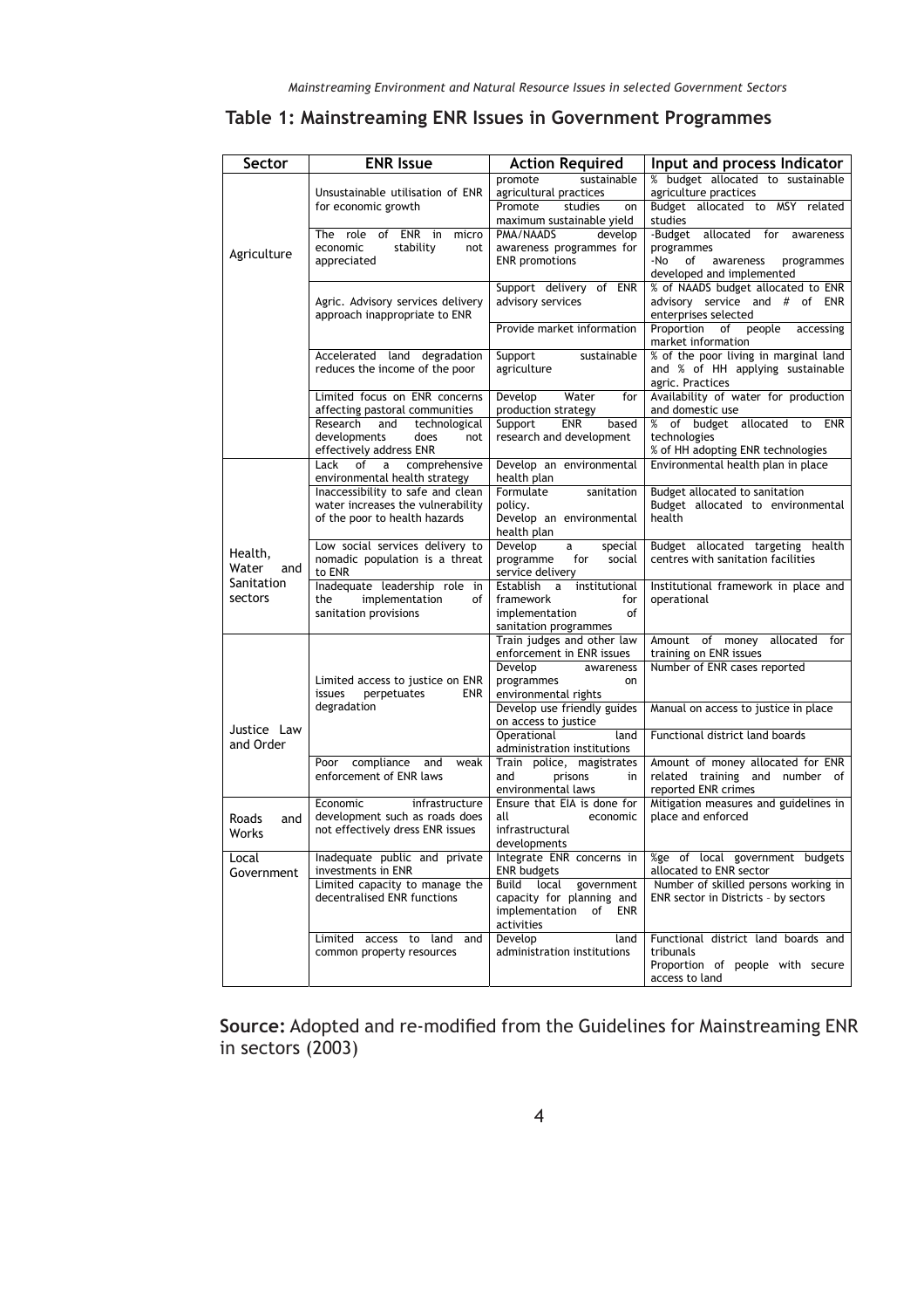## Table 1: Mainstreaming ENR Issues in Government Programmes

| Sector | ENR Issue | Action Required | Input and process Indicator |
|---|---|---|---|
| Agriculture | Unsustainable utilisation of ENR for economic growth | promote sustainable agricultural practices | % budget allocated to sustainable agriculture practices |
| | | Promote studies on maximum sustainable yield | Budget allocated to MSY related studies |
| | The role of ENR in micro economic stability not appreciated | PMA/NAADS develop awareness programmes for ENR promotions | -Budget allocated for awareness programmes<br>-No of awareness programmes developed and implemented |
| | Agric. Advisory services delivery approach inappropriate to ENR | Support delivery of ENR advisory services | % of NAADS budget allocated to ENR advisory service and # of ENR enterprises selected |
| | | Provide market information | Proportion of people accessing market information |
| | Accelerated land degradation reduces the income of the poor | Support sustainable agriculture | % of the poor living in marginal land and % of HH applying sustainable agric. Practices |
| | Limited focus on ENR concerns affecting pastoral communities | Develop Water for production strategy | Availability of water for production and domestic use |
| | Research and technological developments does not effectively address ENR | Support ENR based research and development | % of budget allocated to ENR technologies<br>% of HH adopting ENR technologies |
| Health, Water and Sanitation sectors | Lack of a comprehensive environmental health strategy | Develop an environmental health plan | Environmental health plan in place |
| | Inaccessibility to safe and clean water increases the vulnerability of the poor to health hazards | Formulate sanitation policy.<br>Develop an environmental health plan | Budget allocated to sanitation<br>Budget allocated to environmental health |
| | Low social services delivery to nomadic population is a threat to ENR | Develop a special programme for social service delivery | Budget allocated targeting health centres with sanitation facilities |
| | Inadequate leadership role in the implementation of sanitation provisions | Establish a institutional framework for implementation of sanitation programmes | Institutional framework in place and operational |
| Justice Law and Order | Limited access to justice on ENR issues perpetuates ENR degradation | Train judges and other law enforcement in ENR issues | Amount of money allocated for training on ENR issues |
| | | Develop awareness programmes on environmental rights | Number of ENR cases reported |
| | | Develop use friendly guides on access to justice | Manual on access to justice in place |
| | | Operational land administration institutions | Functional district land boards |
| | Poor compliance and weak enforcement of ENR laws | Train police, magistrates and prisons in environmental laws | Amount of money allocated for ENR related training and number of reported ENR crimes |
| Roads and Works | Economic infrastructure development such as roads does not effectively dress ENR issues | Ensure that EIA is done for all economic infrastructural developments | Mitigation measures and guidelines in place and enforced |
| Local Government | Inadequate public and private investments in ENR | Integrate ENR concerns in ENR budgets | %ge of local government budgets allocated to ENR sector |
| | Limited capacity to manage the decentralised ENR functions | Build local government capacity for planning and implementation of ENR activities | Number of skilled persons working in ENR sector in Districts - by sectors |
| | Limited access to land and common property resources | Develop land administration institutions | Functional district land boards and tribunals<br>Proportion of people with secure access to land |

**Source:** Adopted and re-modified from the Guidelines for Mainstreaming ENR in sectors (2003)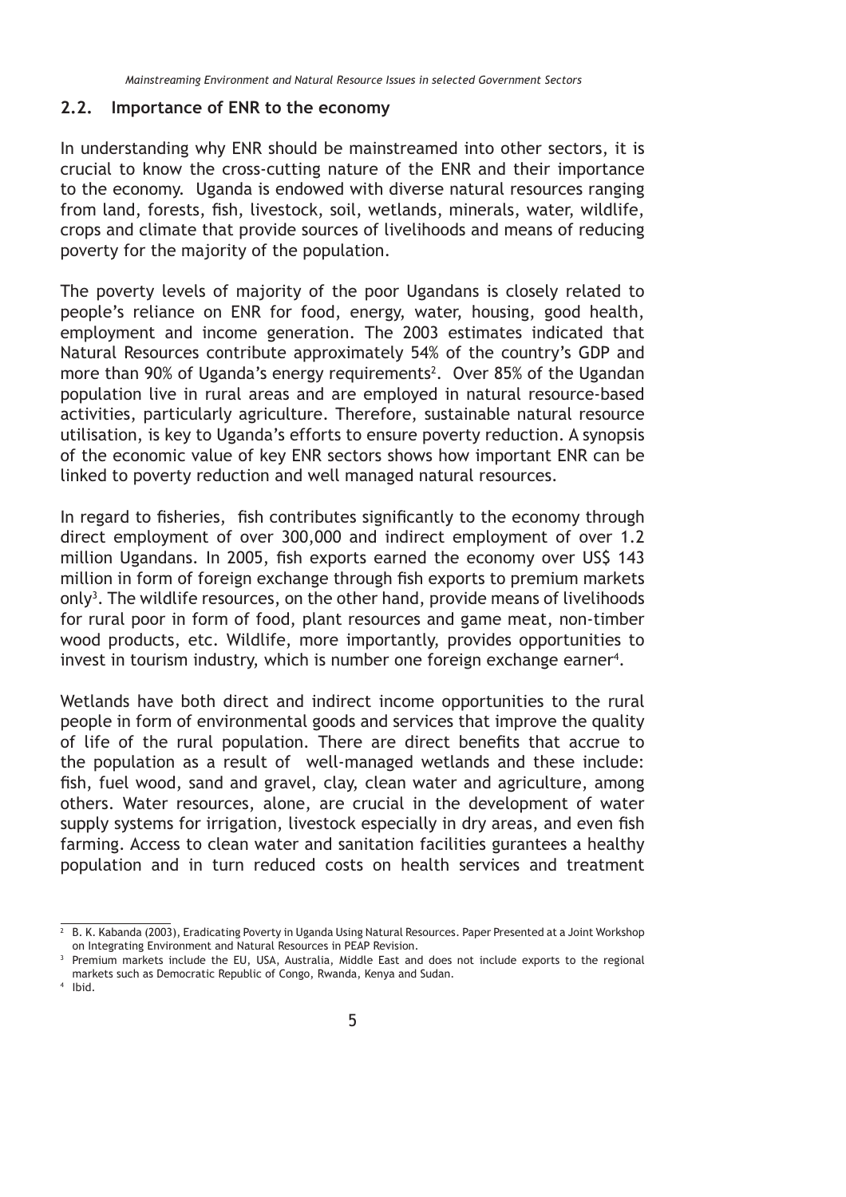## 2.2. Importance of ENR to the economy

In understanding why ENR should be mainstreamed into other sectors, it is crucial to know the cross-cutting nature of the ENR and their importance to the economy. Uganda is endowed with diverse natural resources ranging from land, forests, fish, livestock, soil, wetlands, minerals, water, wildlife, crops and climate that provide sources of livelihoods and means of reducing poverty for the majority of the population.

The poverty levels of majority of the poor Ugandans is closely related to people's reliance on ENR for food, energy, water, housing, good health, employment and income generation. The 2003 estimates indicated that Natural Resources contribute approximately 54% of the country's GDP and more than 90% of Uganda's energy requirements[2]. Over 85% of the Ugandan population live in rural areas and are employed in natural resource-based activities, particularly agriculture. Therefore, sustainable natural resource utilisation, is key to Uganda's efforts to ensure poverty reduction. A synopsis of the economic value of key ENR sectors shows how important ENR can be linked to poverty reduction and well managed natural resources.

In regard to fisheries, fish contributes significantly to the economy through direct employment of over 300,000 and indirect employment of over 1.2 million Ugandans. In 2005, fish exports earned the economy over US$ 143 million in form of foreign exchange through fish exports to premium markets only[3]. The wildlife resources, on the other hand, provide means of livelihoods for rural poor in form of food, plant resources and game meat, non-timber wood products, etc. Wildlife, more importantly, provides opportunities to invest in tourism industry, which is number one foreign exchange earner[4].

Wetlands have both direct and indirect income opportunities to the rural people in form of environmental goods and services that improve the quality of life of the rural population. There are direct benefits that accrue to the population as a result of well-managed wetlands and these include: fish, fuel wood, sand and gravel, clay, clean water and agriculture, among others. Water resources, alone, are crucial in the development of water supply systems for irrigation, livestock especially in dry areas, and even fish farming. Access to clean water and sanitation facilities gurantees a healthy population and in turn reduced costs on health services and treatment

---

[2] B. K. Kabanda (2003), Eradicating Poverty in Uganda Using Natural Resources. Paper Presented at a Joint Workshop on Integrating Environment and Natural Resources in PEAP Revision.

[3] Premium markets include the EU, USA, Australia, Middle East and does not include exports to the regional markets such as Democratic Republic of Congo, Rwanda, Kenya and Sudan.

[4] Ibid.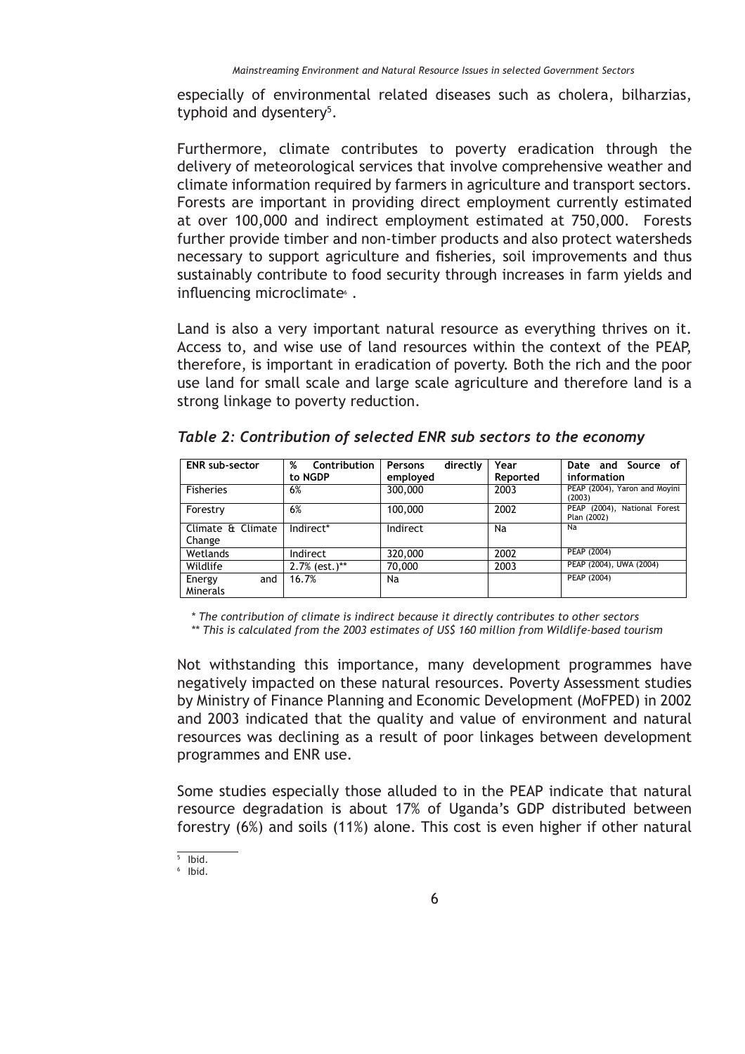especially of environmental related diseases such as cholera, bilharzias, typhoid and dysentery[5].

Furthermore, climate contributes to poverty eradication through the delivery of meteorological services that involve comprehensive weather and climate information required by farmers in agriculture and transport sectors. Forests are important in providing direct employment currently estimated at over 100,000 and indirect employment estimated at 750,000. Forests further provide timber and non-timber products and also protect watersheds necessary to support agriculture and fisheries, soil improvements and thus sustainably contribute to food security through increases in farm yields and influencing microclimate[6] .

Land is also a very important natural resource as everything thrives on it. Access to, and wise use of land resources within the context of the PEAP, therefore, is important in eradication of poverty. Both the rich and the poor use land for small scale and large scale agriculture and therefore land is a strong linkage to poverty reduction.

***Table 2: Contribution of selected ENR sub sectors to the economy***

| ENR sub-sector | % Contribution to NGDP | Persons directly employed | Year Reported | Date and Source of information |
|---|---|---|---|---|
| Fisheries | 6% | 300,000 | 2003 | PEAP (2004), Yaron and Moyini (2003) |
| Forestry | 6% | 100,000 | 2002 | PEAP (2004), National Forest Plan (2002) |
| Climate & Climate Change | Indirect* | Indirect | Na | Na |
| Wetlands | Indirect | 320,000 | 2002 | PEAP (2004) |
| Wildlife | 2.7% (est.)** | 70,000 | 2003 | PEAP (2004), UWA (2004) |
| Energy and Minerals | 16.7% | Na | | PEAP (2004) |

*\* The contribution of climate is indirect because it directly contributes to other sectors*

*\*\* This is calculated from the 2003 estimates of US$ 160 million from Wildlife-based tourism*

Not withstanding this importance, many development programmes have negatively impacted on these natural resources. Poverty Assessment studies by Ministry of Finance Planning and Economic Development (MoFPED) in 2002 and 2003 indicated that the quality and value of environment and natural resources was declining as a result of poor linkages between development programmes and ENR use.

Some studies especially those alluded to in the PEAP indicate that natural resource degradation is about 17% of Uganda's GDP distributed between forestry (6%) and soils (11%) alone. This cost is even higher if other natural

[5] Ibid.

[6] Ibid.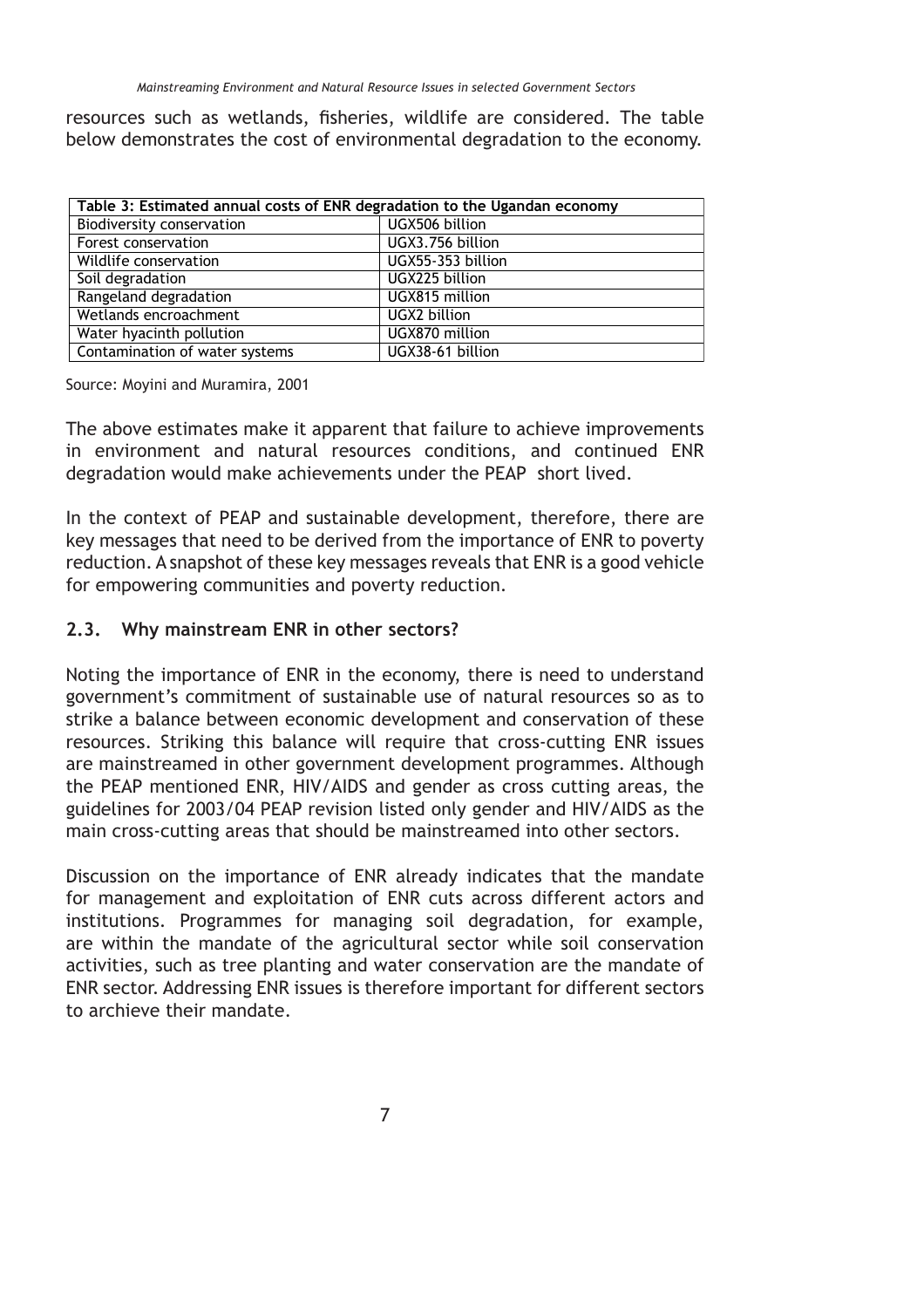resources such as wetlands, fisheries, wildlife are considered. The table below demonstrates the cost of environmental degradation to the economy.

| Table 3: Estimated annual costs of ENR degradation to the Ugandan economy | |
|---|---|
| Biodiversity conservation | UGX506 billion |
| Forest conservation | UGX3.756 billion |
| Wildlife conservation | UGX55-353 billion |
| Soil degradation | UGX225 billion |
| Rangeland degradation | UGX815 million |
| Wetlands encroachment | UGX2 billion |
| Water hyacinth pollution | UGX870 million |
| Contamination of water systems | UGX38-61 billion |

Source: Moyini and Muramira, 2001

The above estimates make it apparent that failure to achieve improvements in environment and natural resources conditions, and continued ENR degradation would make achievements under the PEAP short lived.

In the context of PEAP and sustainable development, therefore, there are key messages that need to be derived from the importance of ENR to poverty reduction. A snapshot of these key messages reveals that ENR is a good vehicle for empowering communities and poverty reduction.

## 2.3. Why mainstream ENR in other sectors?

Noting the importance of ENR in the economy, there is need to understand government's commitment of sustainable use of natural resources so as to strike a balance between economic development and conservation of these resources. Striking this balance will require that cross-cutting ENR issues are mainstreamed in other government development programmes. Although the PEAP mentioned ENR, HIV/AIDS and gender as cross cutting areas, the guidelines for 2003/04 PEAP revision listed only gender and HIV/AIDS as the main cross-cutting areas that should be mainstreamed into other sectors.

Discussion on the importance of ENR already indicates that the mandate for management and exploitation of ENR cuts across different actors and institutions. Programmes for managing soil degradation, for example, are within the mandate of the agricultural sector while soil conservation activities, such as tree planting and water conservation are the mandate of ENR sector. Addressing ENR issues is therefore important for different sectors to archieve their mandate.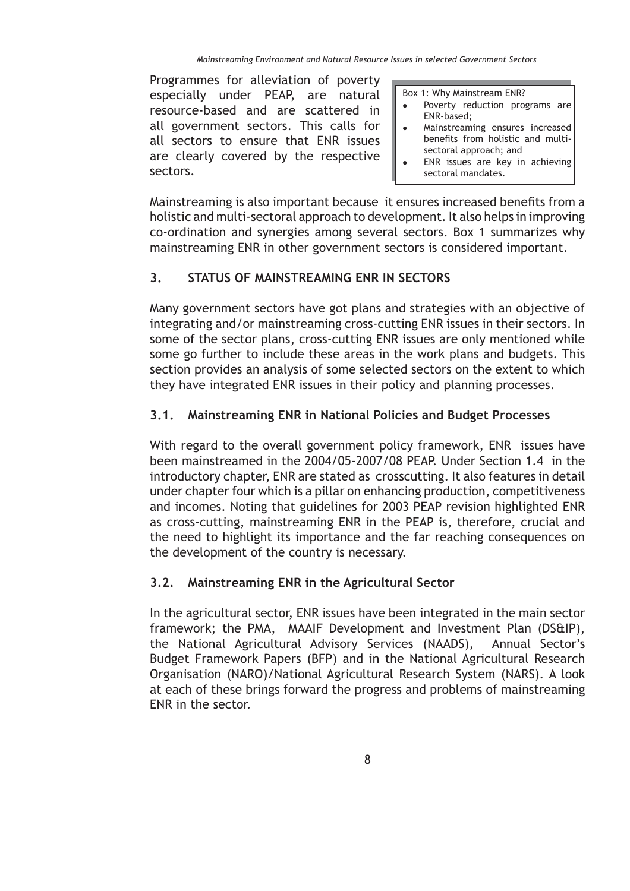Programmes for alleviation of poverty especially under PEAP, are natural resource-based and are scattered in all government sectors. This calls for all sectors to ensure that ENR issues are clearly covered by the respective sectors.

> Box 1: Why Mainstream ENR?
> - Poverty reduction programs are ENR-based;
> - Mainstreaming ensures increased benefits from holistic and multi-sectoral approach; and
> - ENR issues are key in achieving sectoral mandates.

Mainstreaming is also important because it ensures increased benefits from a holistic and multi-sectoral approach to development. It also helps in improving co-ordination and synergies among several sectors. Box 1 summarizes why mainstreaming ENR in other government sectors is considered important.

## 3. STATUS OF MAINSTREAMING ENR IN SECTORS

Many government sectors have got plans and strategies with an objective of integrating and/or mainstreaming cross-cutting ENR issues in their sectors. In some of the sector plans, cross-cutting ENR issues are only mentioned while some go further to include these areas in the work plans and budgets. This section provides an analysis of some selected sectors on the extent to which they have integrated ENR issues in their policy and planning processes.

### 3.1. Mainstreaming ENR in National Policies and Budget Processes

With regard to the overall government policy framework, ENR issues have been mainstreamed in the 2004/05-2007/08 PEAP. Under Section 1.4 in the introductory chapter, ENR are stated as crosscutting. It also features in detail under chapter four which is a pillar on enhancing production, competitiveness and incomes. Noting that guidelines for 2003 PEAP revision highlighted ENR as cross-cutting, mainstreaming ENR in the PEAP is, therefore, crucial and the need to highlight its importance and the far reaching consequences on the development of the country is necessary.

### 3.2. Mainstreaming ENR in the Agricultural Sector

In the agricultural sector, ENR issues have been integrated in the main sector framework; the PMA, MAAIF Development and Investment Plan (DS&IP), the National Agricultural Advisory Services (NAADS), Annual Sector's Budget Framework Papers (BFP) and in the National Agricultural Research Organisation (NARO)/National Agricultural Research System (NARS). A look at each of these brings forward the progress and problems of mainstreaming ENR in the sector.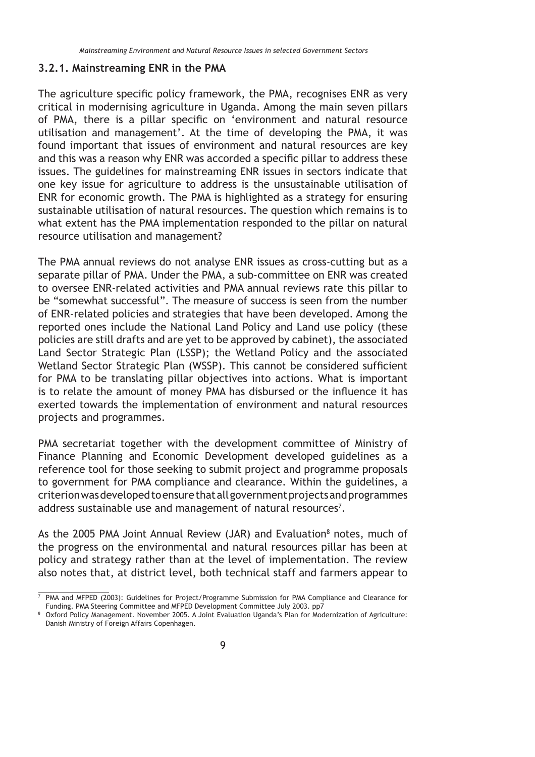### 3.2.1. Mainstreaming ENR in the PMA

The agriculture specific policy framework, the PMA, recognises ENR as very critical in modernising agriculture in Uganda. Among the main seven pillars of PMA, there is a pillar specific on 'environment and natural resource utilisation and management'. At the time of developing the PMA, it was found important that issues of environment and natural resources are key and this was a reason why ENR was accorded a specific pillar to address these issues. The guidelines for mainstreaming ENR issues in sectors indicate that one key issue for agriculture to address is the unsustainable utilisation of ENR for economic growth. The PMA is highlighted as a strategy for ensuring sustainable utilisation of natural resources. The question which remains is to what extent has the PMA implementation responded to the pillar on natural resource utilisation and management?

The PMA annual reviews do not analyse ENR issues as cross-cutting but as a separate pillar of PMA. Under the PMA, a sub-committee on ENR was created to oversee ENR-related activities and PMA annual reviews rate this pillar to be "somewhat successful". The measure of success is seen from the number of ENR-related policies and strategies that have been developed. Among the reported ones include the National Land Policy and Land use policy (these policies are still drafts and are yet to be approved by cabinet), the associated Land Sector Strategic Plan (LSSP); the Wetland Policy and the associated Wetland Sector Strategic Plan (WSSP). This cannot be considered sufficient for PMA to be translating pillar objectives into actions. What is important is to relate the amount of money PMA has disbursed or the influence it has exerted towards the implementation of environment and natural resources projects and programmes.

PMA secretariat together with the development committee of Ministry of Finance Planning and Economic Development developed guidelines as a reference tool for those seeking to submit project and programme proposals to government for PMA compliance and clearance. Within the guidelines, a criterion was developed to ensure that all government projects and programmes address sustainable use and management of natural resources[7].

As the 2005 PMA Joint Annual Review (JAR) and Evaluation[8] notes, much of the progress on the environmental and natural resources pillar has been at policy and strategy rather than at the level of implementation. The review also notes that, at district level, both technical staff and farmers appear to

---

[7] PMA and MFPED (2003): Guidelines for Project/Programme Submission for PMA Compliance and Clearance for Funding. PMA Steering Committee and MFPED Development Committee July 2003. pp7

[8] Oxford Policy Management. November 2005. A Joint Evaluation Uganda's Plan for Modernization of Agriculture: Danish Ministry of Foreign Affairs Copenhagen.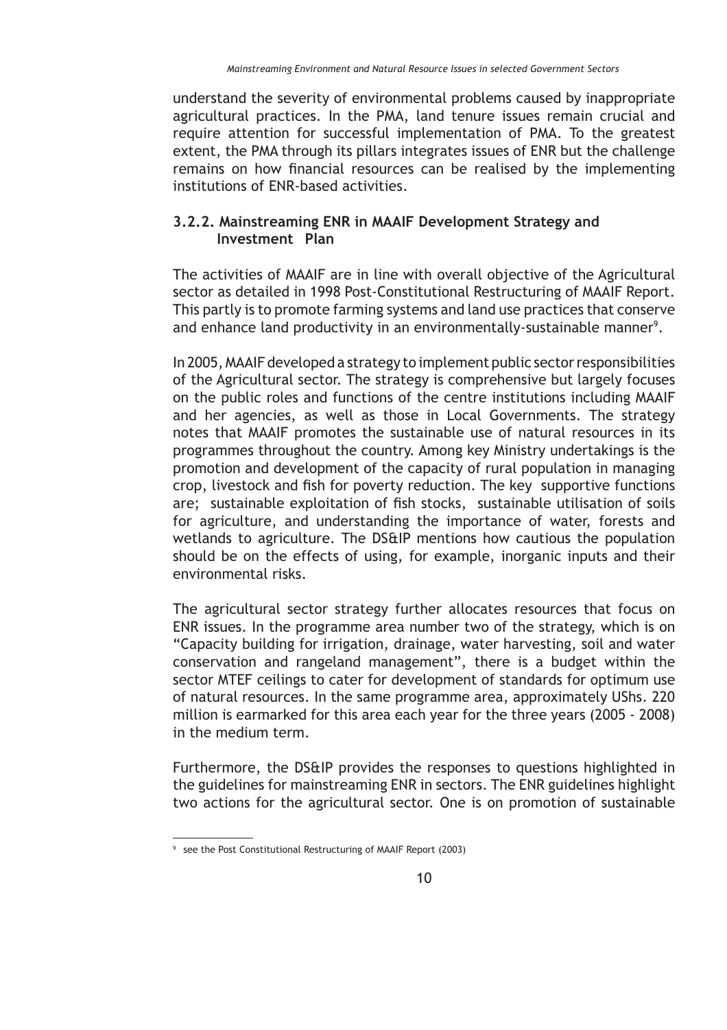understand the severity of environmental problems caused by inappropriate agricultural practices. In the PMA, land tenure issues remain crucial and require attention for successful implementation of PMA. To the greatest extent, the PMA through its pillars integrates issues of ENR but the challenge remains on how financial resources can be realised by the implementing institutions of ENR-based activities.

### 3.2.2. Mainstreaming ENR in MAAIF Development Strategy and Investment Plan

The activities of MAAIF are in line with overall objective of the Agricultural sector as detailed in 1998 Post-Constitutional Restructuring of MAAIF Report. This partly is to promote farming systems and land use practices that conserve and enhance land productivity in an environmentally-sustainable manner[9].

In 2005, MAAIF developed a strategy to implement public sector responsibilities of the Agricultural sector. The strategy is comprehensive but largely focuses on the public roles and functions of the centre institutions including MAAIF and her agencies, as well as those in Local Governments. The strategy notes that MAAIF promotes the sustainable use of natural resources in its programmes throughout the country. Among key Ministry undertakings is the promotion and development of the capacity of rural population in managing crop, livestock and fish for poverty reduction. The key supportive functions are; sustainable exploitation of fish stocks, sustainable utilisation of soils for agriculture, and understanding the importance of water, forests and wetlands to agriculture. The DS&IP mentions how cautious the population should be on the effects of using, for example, inorganic inputs and their environmental risks.

The agricultural sector strategy further allocates resources that focus on ENR issues. In the programme area number two of the strategy, which is on "Capacity building for irrigation, drainage, water harvesting, soil and water conservation and rangeland management", there is a budget within the sector MTEF ceilings to cater for development of standards for optimum use of natural resources. In the same programme area, approximately UShs. 220 million is earmarked for this area each year for the three years (2005 - 2008) in the medium term.

Furthermore, the DS&IP provides the responses to questions highlighted in the guidelines for mainstreaming ENR in sectors. The ENR guidelines highlight two actions for the agricultural sector. One is on promotion of sustainable

---

[9] see the Post Constitutional Restructuring of MAAIF Report (2003)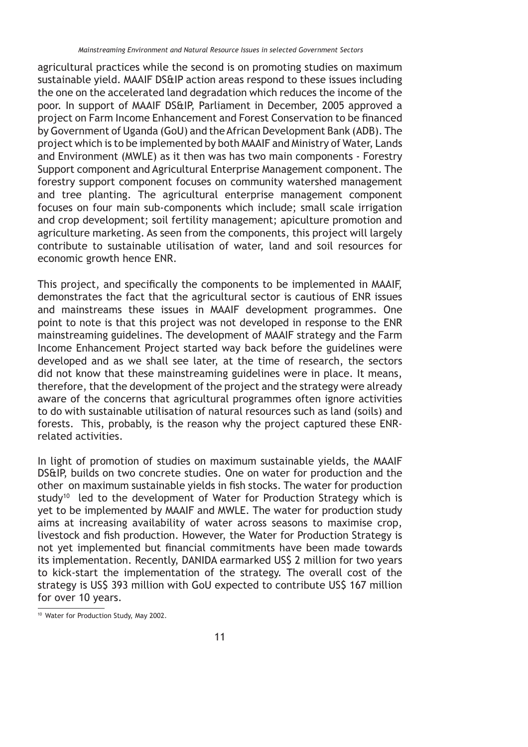agricultural practices while the second is on promoting studies on maximum sustainable yield. MAAIF DS&IP action areas respond to these issues including the one on the accelerated land degradation which reduces the income of the poor. In support of MAAIF DS&IP, Parliament in December, 2005 approved a project on Farm Income Enhancement and Forest Conservation to be financed by Government of Uganda (GoU) and the African Development Bank (ADB). The project which is to be implemented by both MAAIF and Ministry of Water, Lands and Environment (MWLE) as it then was has two main components - Forestry Support component and Agricultural Enterprise Management component. The forestry support component focuses on community watershed management and tree planting. The agricultural enterprise management component focuses on four main sub-components which include; small scale irrigation and crop development; soil fertility management; apiculture promotion and agriculture marketing. As seen from the components, this project will largely contribute to sustainable utilisation of water, land and soil resources for economic growth hence ENR.

This project, and specifically the components to be implemented in MAAIF, demonstrates the fact that the agricultural sector is cautious of ENR issues and mainstreams these issues in MAAIF development programmes. One point to note is that this project was not developed in response to the ENR mainstreaming guidelines. The development of MAAIF strategy and the Farm Income Enhancement Project started way back before the guidelines were developed and as we shall see later, at the time of research, the sectors did not know that these mainstreaming guidelines were in place. It means, therefore, that the development of the project and the strategy were already aware of the concerns that agricultural programmes often ignore activities to do with sustainable utilisation of natural resources such as land (soils) and forests. This, probably, is the reason why the project captured these ENR-related activities.

In light of promotion of studies on maximum sustainable yields, the MAAIF DS&IP, builds on two concrete studies. One on water for production and the other on maximum sustainable yields in fish stocks. The water for production study[10] led to the development of Water for Production Strategy which is yet to be implemented by MAAIF and MWLE. The water for production study aims at increasing availability of water across seasons to maximise crop, livestock and fish production. However, the Water for Production Strategy is not yet implemented but financial commitments have been made towards its implementation. Recently, DANIDA earmarked US$ 2 million for two years to kick-start the implementation of the strategy. The overall cost of the strategy is US$ 393 million with GoU expected to contribute US$ 167 million for over 10 years.

[10] Water for Production Study, May 2002.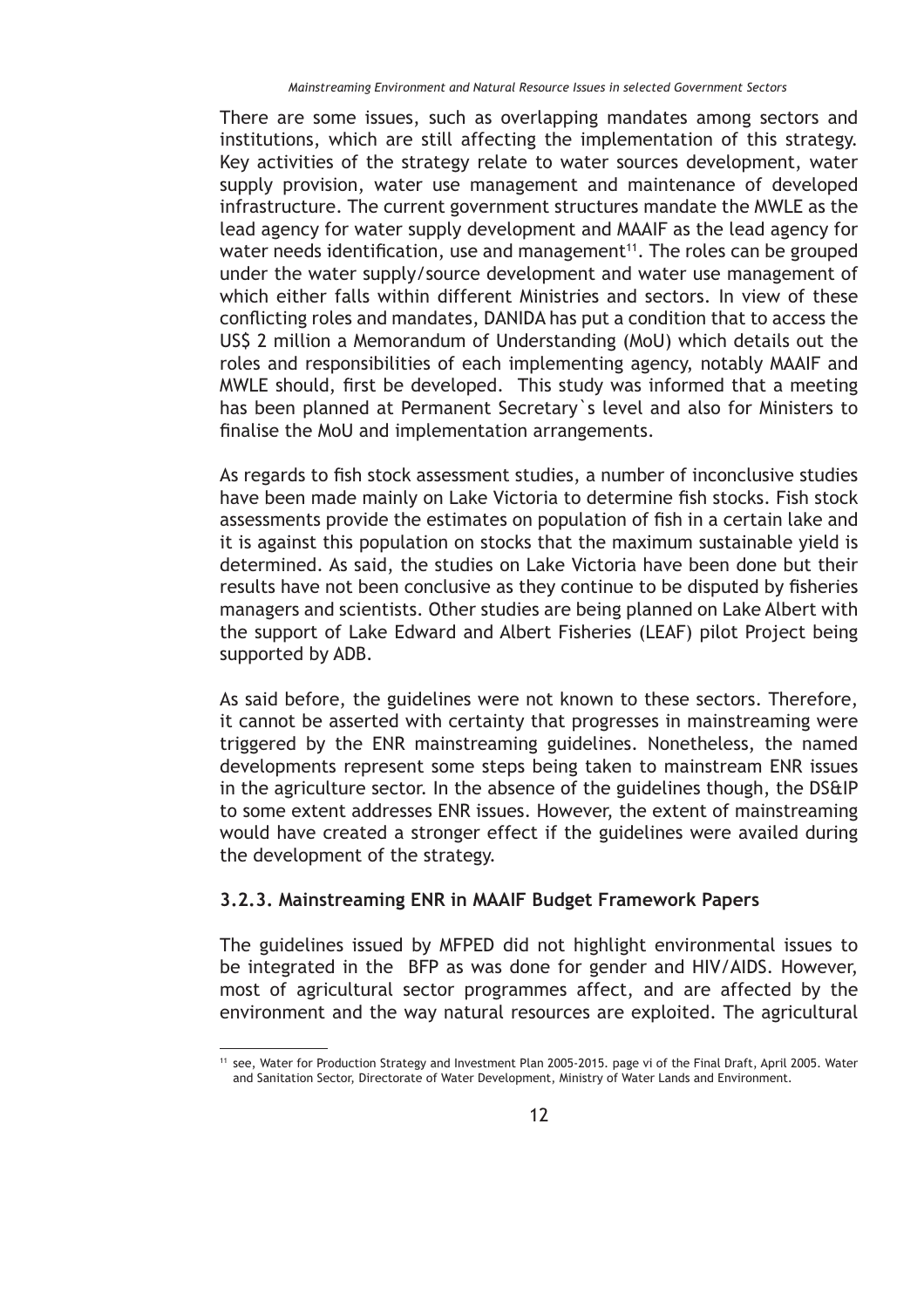There are some issues, such as overlapping mandates among sectors and institutions, which are still affecting the implementation of this strategy. Key activities of the strategy relate to water sources development, water supply provision, water use management and maintenance of developed infrastructure. The current government structures mandate the MWLE as the lead agency for water supply development and MAAIF as the lead agency for water needs identification, use and management[11]. The roles can be grouped under the water supply/source development and water use management of which either falls within different Ministries and sectors. In view of these conflicting roles and mandates, DANIDA has put a condition that to access the US$ 2 million a Memorandum of Understanding (MoU) which details out the roles and responsibilities of each implementing agency, notably MAAIF and MWLE should, first be developed. This study was informed that a meeting has been planned at Permanent Secretary`s level and also for Ministers to finalise the MoU and implementation arrangements.

As regards to fish stock assessment studies, a number of inconclusive studies have been made mainly on Lake Victoria to determine fish stocks. Fish stock assessments provide the estimates on population of fish in a certain lake and it is against this population on stocks that the maximum sustainable yield is determined. As said, the studies on Lake Victoria have been done but their results have not been conclusive as they continue to be disputed by fisheries managers and scientists. Other studies are being planned on Lake Albert with the support of Lake Edward and Albert Fisheries (LEAF) pilot Project being supported by ADB.

As said before, the guidelines were not known to these sectors. Therefore, it cannot be asserted with certainty that progresses in mainstreaming were triggered by the ENR mainstreaming guidelines. Nonetheless, the named developments represent some steps being taken to mainstream ENR issues in the agriculture sector. In the absence of the guidelines though, the DS&IP to some extent addresses ENR issues. However, the extent of mainstreaming would have created a stronger effect if the guidelines were availed during the development of the strategy.

### 3.2.3. Mainstreaming ENR in MAAIF Budget Framework Papers

The guidelines issued by MFPED did not highlight environmental issues to be integrated in the BFP as was done for gender and HIV/AIDS. However, most of agricultural sector programmes affect, and are affected by the environment and the way natural resources are exploited. The agricultural

[11] see, Water for Production Strategy and Investment Plan 2005-2015. page vi of the Final Draft, April 2005. Water and Sanitation Sector, Directorate of Water Development, Ministry of Water Lands and Environment.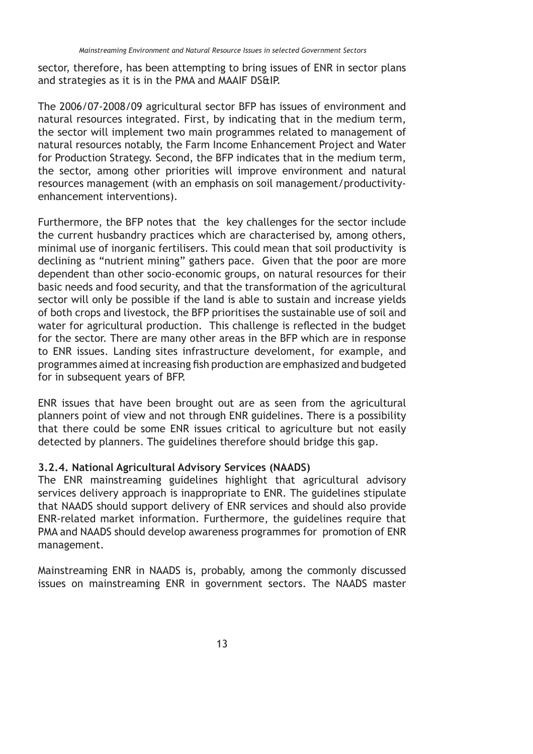sector, therefore, has been attempting to bring issues of ENR in sector plans and strategies as it is in the PMA and MAAIF DS&IP.

The 2006/07-2008/09 agricultural sector BFP has issues of environment and natural resources integrated. First, by indicating that in the medium term, the sector will implement two main programmes related to management of natural resources notably, the Farm Income Enhancement Project and Water for Production Strategy. Second, the BFP indicates that in the medium term, the sector, among other priorities will improve environment and natural resources management (with an emphasis on soil management/productivity-enhancement interventions).

Furthermore, the BFP notes that the key challenges for the sector include the current husbandry practices which are characterised by, among others, minimal use of inorganic fertilisers. This could mean that soil productivity is declining as "nutrient mining" gathers pace. Given that the poor are more dependent than other socio-economic groups, on natural resources for their basic needs and food security, and that the transformation of the agricultural sector will only be possible if the land is able to sustain and increase yields of both crops and livestock, the BFP prioritises the sustainable use of soil and water for agricultural production. This challenge is reflected in the budget for the sector. There are many other areas in the BFP which are in response to ENR issues. Landing sites infrastructure develoment, for example, and programmes aimed at increasing fish production are emphasized and budgeted for in subsequent years of BFP.

ENR issues that have been brought out are as seen from the agricultural planners point of view and not through ENR guidelines. There is a possibility that there could be some ENR issues critical to agriculture but not easily detected by planners. The guidelines therefore should bridge this gap.

### 3.2.4. National Agricultural Advisory Services (NAADS)

The ENR mainstreaming guidelines highlight that agricultural advisory services delivery approach is inappropriate to ENR. The guidelines stipulate that NAADS should support delivery of ENR services and should also provide ENR-related market information. Furthermore, the guidelines require that PMA and NAADS should develop awareness programmes for promotion of ENR management.

Mainstreaming ENR in NAADS is, probably, among the commonly discussed issues on mainstreaming ENR in government sectors. The NAADS master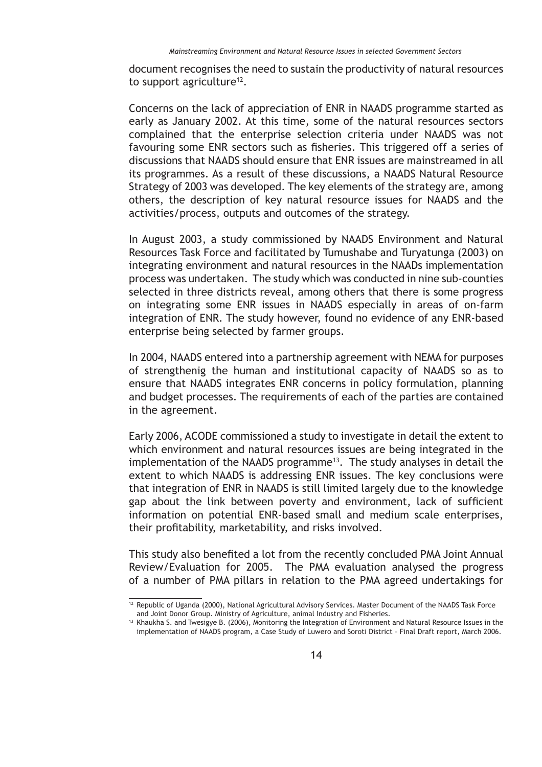document recognises the need to sustain the productivity of natural resources to support agriculture[12].

Concerns on the lack of appreciation of ENR in NAADS programme started as early as January 2002. At this time, some of the natural resources sectors complained that the enterprise selection criteria under NAADS was not favouring some ENR sectors such as fisheries. This triggered off a series of discussions that NAADS should ensure that ENR issues are mainstreamed in all its programmes. As a result of these discussions, a NAADS Natural Resource Strategy of 2003 was developed. The key elements of the strategy are, among others, the description of key natural resource issues for NAADS and the activities/process, outputs and outcomes of the strategy.

In August 2003, a study commissioned by NAADS Environment and Natural Resources Task Force and facilitated by Tumushabe and Turyatunga (2003) on integrating environment and natural resources in the NAADs implementation process was undertaken. The study which was conducted in nine sub-counties selected in three districts reveal, among others that there is some progress on integrating some ENR issues in NAADS especially in areas of on-farm integration of ENR. The study however, found no evidence of any ENR-based enterprise being selected by farmer groups.

In 2004, NAADS entered into a partnership agreement with NEMA for purposes of strengthenig the human and institutional capacity of NAADS so as to ensure that NAADS integrates ENR concerns in policy formulation, planning and budget processes. The requirements of each of the parties are contained in the agreement.

Early 2006, ACODE commissioned a study to investigate in detail the extent to which environment and natural resources issues are being integrated in the implementation of the NAADS programme[13]. The study analyses in detail the extent to which NAADS is addressing ENR issues. The key conclusions were that integration of ENR in NAADS is still limited largely due to the knowledge gap about the link between poverty and environment, lack of sufficient information on potential ENR-based small and medium scale enterprises, their profitability, marketability, and risks involved.

This study also benefited a lot from the recently concluded PMA Joint Annual Review/Evaluation for 2005. The PMA evaluation analysed the progress of a number of PMA pillars in relation to the PMA agreed undertakings for

---

[12] Republic of Uganda (2000), National Agricultural Advisory Services. Master Document of the NAADS Task Force and Joint Donor Group. Ministry of Agriculture, animal Industry and Fisheries.

[13] Khaukha S. and Twesigye B. (2006), Monitoring the Integration of Environment and Natural Resource Issues in the implementation of NAADS program, a Case Study of Luwero and Soroti District – Final Draft report, March 2006.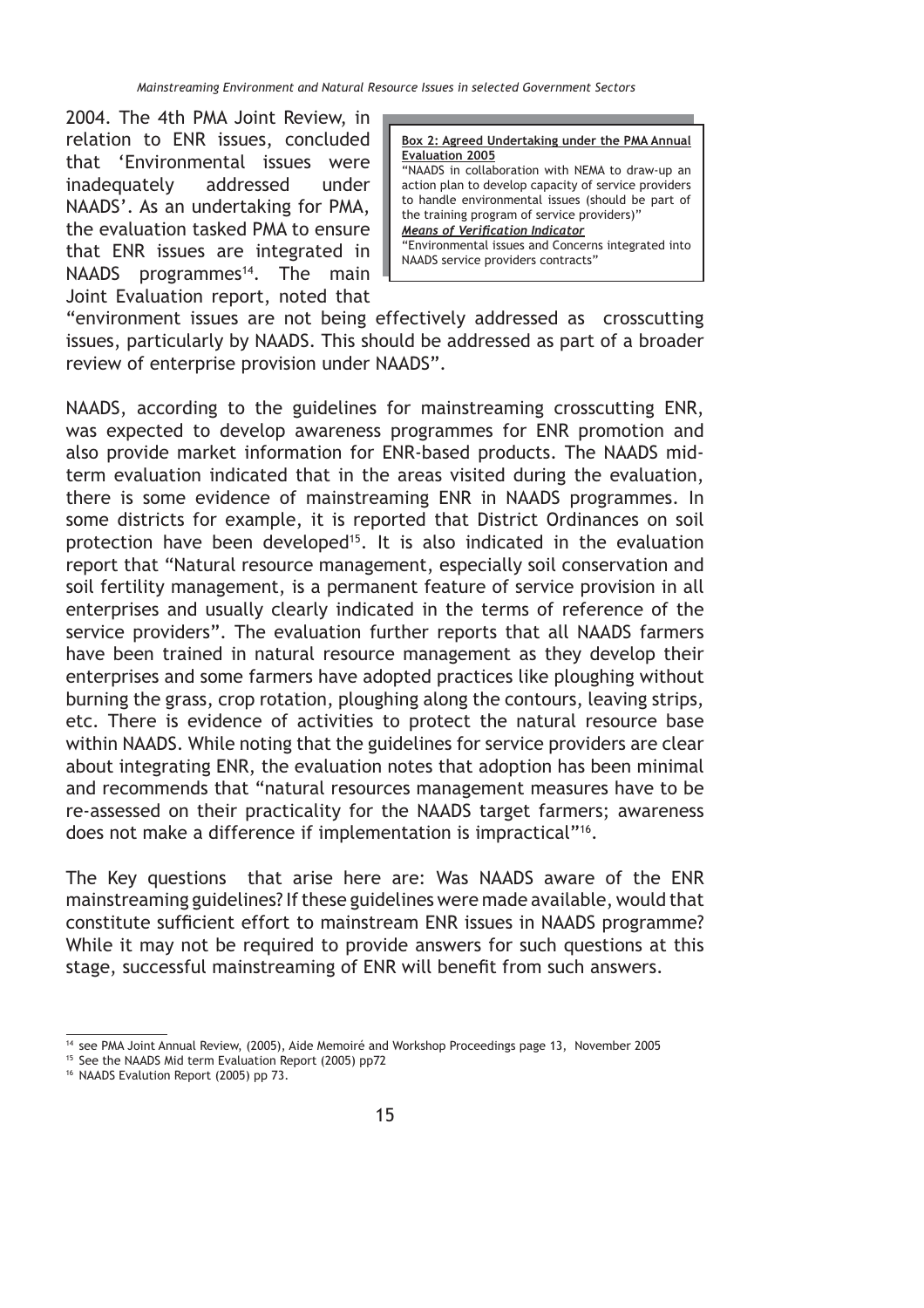2004. The 4th PMA Joint Review, in relation to ENR issues, concluded that 'Environmental issues were inadequately addressed under NAADS'. As an undertaking for PMA, the evaluation tasked PMA to ensure that ENR issues are integrated in NAADS programmes[14]. The main Joint Evaluation report, noted that "environment issues are not being effectively addressed as crosscutting issues, particularly by NAADS. This should be addressed as part of a broader review of enterprise provision under NAADS".

> **Box 2: Agreed Undertaking under the PMA Annual Evaluation 2005**
>
> "NAADS in collaboration with NEMA to draw-up an action plan to develop capacity of service providers to handle environmental issues (should be part of the training program of service providers)"
>
> ***Means of Verification Indicator***
>
> "Environmental issues and Concerns integrated into NAADS service providers contracts"

NAADS, according to the guidelines for mainstreaming crosscutting ENR, was expected to develop awareness programmes for ENR promotion and also provide market information for ENR-based products. The NAADS mid-term evaluation indicated that in the areas visited during the evaluation, there is some evidence of mainstreaming ENR in NAADS programmes. In some districts for example, it is reported that District Ordinances on soil protection have been developed[15]. It is also indicated in the evaluation report that "Natural resource management, especially soil conservation and soil fertility management, is a permanent feature of service provision in all enterprises and usually clearly indicated in the terms of reference of the service providers". The evaluation further reports that all NAADS farmers have been trained in natural resource management as they develop their enterprises and some farmers have adopted practices like ploughing without burning the grass, crop rotation, ploughing along the contours, leaving strips, etc. There is evidence of activities to protect the natural resource base within NAADS. While noting that the guidelines for service providers are clear about integrating ENR, the evaluation notes that adoption has been minimal and recommends that "natural resources management measures have to be re-assessed on their practicality for the NAADS target farmers; awareness does not make a difference if implementation is impractical"[16].

The Key questions that arise here are: Was NAADS aware of the ENR mainstreaming guidelines? If these guidelines were made available, would that constitute sufficient effort to mainstream ENR issues in NAADS programme? While it may not be required to provide answers for such questions at this stage, successful mainstreaming of ENR will benefit from such answers.

---

[14] see PMA Joint Annual Review, (2005), Aide Memoiré and Workshop Proceedings page 13, November 2005

[15] See the NAADS Mid term Evaluation Report (2005) pp72

[16] NAADS Evalution Report (2005) pp 73.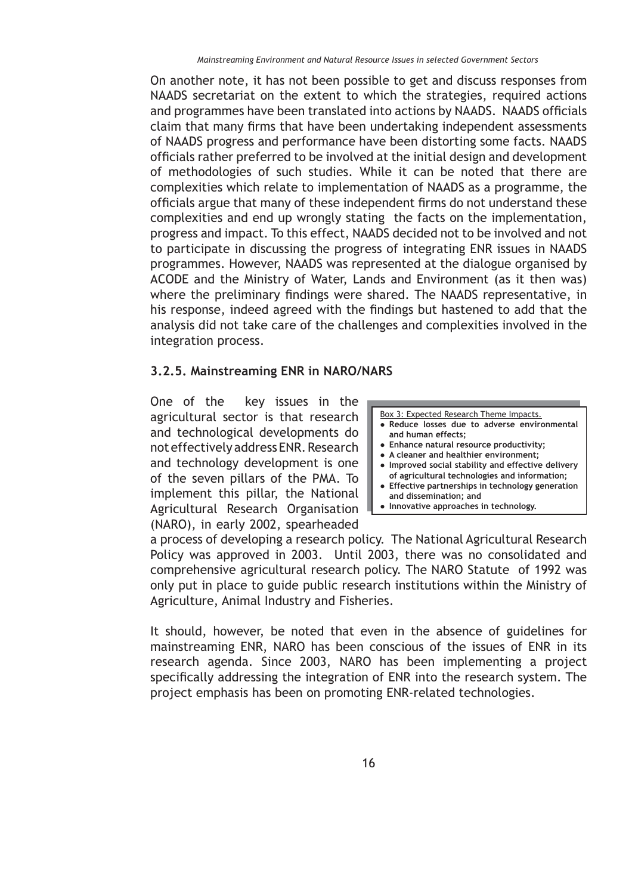On another note, it has not been possible to get and discuss responses from NAADS secretariat on the extent to which the strategies, required actions and programmes have been translated into actions by NAADS. NAADS officials claim that many firms that have been undertaking independent assessments of NAADS progress and performance have been distorting some facts. NAADS officials rather preferred to be involved at the initial design and development of methodologies of such studies. While it can be noted that there are complexities which relate to implementation of NAADS as a programme, the officials argue that many of these independent firms do not understand these complexities and end up wrongly stating the facts on the implementation, progress and impact. To this effect, NAADS decided not to be involved and not to participate in discussing the progress of integrating ENR issues in NAADS programmes. However, NAADS was represented at the dialogue organised by ACODE and the Ministry of Water, Lands and Environment (as it then was) where the preliminary findings were shared. The NAADS representative, in his response, indeed agreed with the findings but hastened to add that the analysis did not take care of the challenges and complexities involved in the integration process.

### 3.2.5. Mainstreaming ENR in NARO/NARS

> Box 3: Expected Research Theme Impacts.
>
> - **Reduce losses due to adverse environmental and human effects;**
> - **Enhance natural resource productivity;**
> - **A cleaner and healthier environment;**
> - **Improved social stability and effective delivery of agricultural technologies and information;**
> - **Effective partnerships in technology generation and dissemination; and**
> - **Innovative approaches in technology.**

One of the key issues in the agricultural sector is that research and technological developments do not effectively address ENR. Research and technology development is one of the seven pillars of the PMA. To implement this pillar, the National Agricultural Research Organisation (NARO), in early 2002, spearheaded a process of developing a research policy. The National Agricultural Research Policy was approved in 2003. Until 2003, there was no consolidated and comprehensive agricultural research policy. The NARO Statute of 1992 was only put in place to guide public research institutions within the Ministry of Agriculture, Animal Industry and Fisheries.

It should, however, be noted that even in the absence of guidelines for mainstreaming ENR, NARO has been conscious of the issues of ENR in its research agenda. Since 2003, NARO has been implementing a project specifically addressing the integration of ENR into the research system. The project emphasis has been on promoting ENR-related technologies.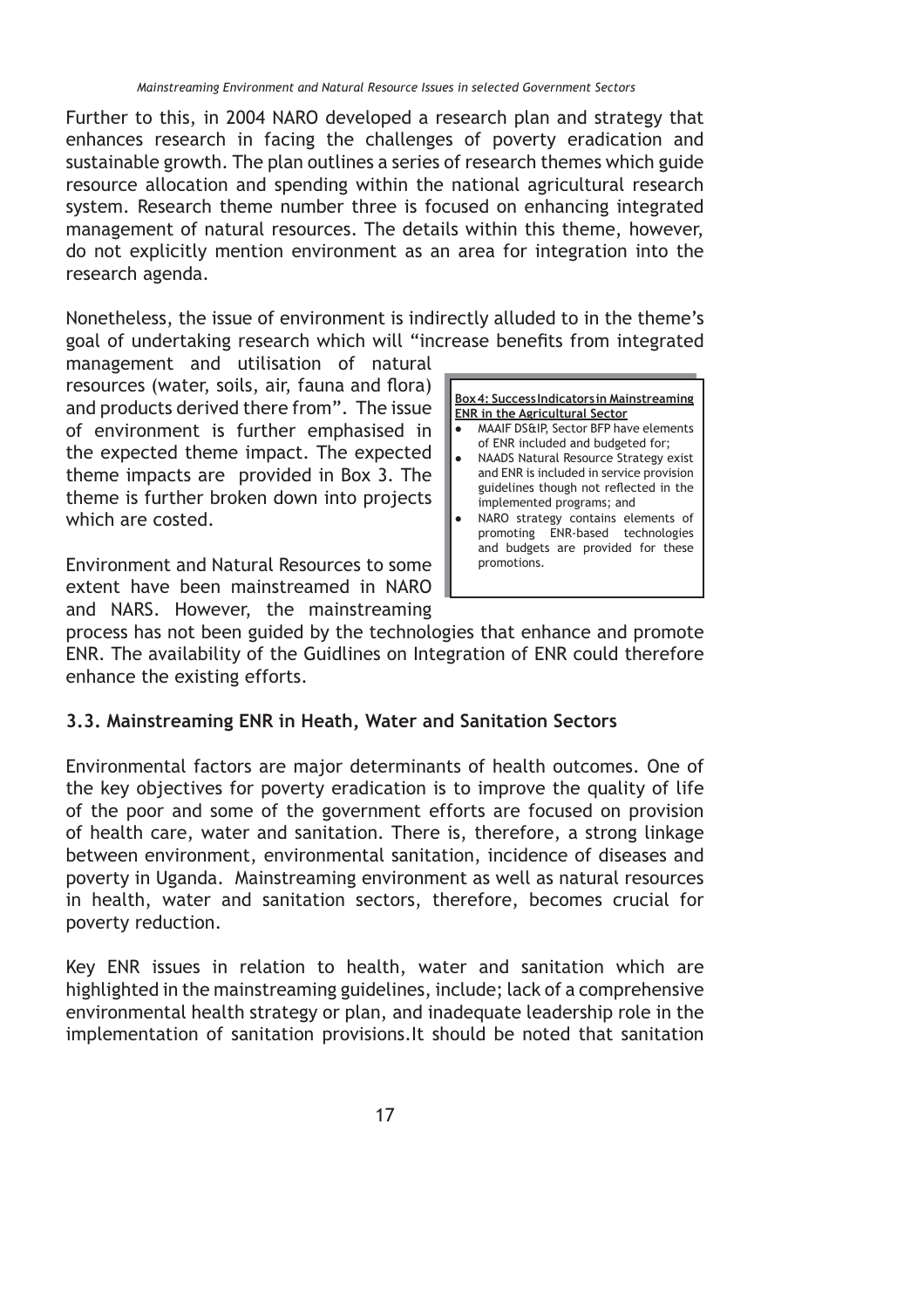Further to this, in 2004 NARO developed a research plan and strategy that enhances research in facing the challenges of poverty eradication and sustainable growth. The plan outlines a series of research themes which guide resource allocation and spending within the national agricultural research system. Research theme number three is focused on enhancing integrated management of natural resources. The details within this theme, however, do not explicitly mention environment as an area for integration into the research agenda.

Nonetheless, the issue of environment is indirectly alluded to in the theme's goal of undertaking research which will "increase benefits from integrated management and utilisation of natural resources (water, soils, air, fauna and flora) and products derived there from". The issue of environment is further emphasised in the expected theme impact. The expected theme impacts are provided in Box 3. The theme is further broken down into projects which are costed.

> **Box 4: Success Indicators in Mainstreaming ENR in the Agricultural Sector**
>
> - MAAIF DS&IP, Sector BFP have elements of ENR included and budgeted for;
> - NAADS Natural Resource Strategy exist and ENR is included in service provision guidelines though not reflected in the implemented programs; and
> - NARO strategy contains elements of promoting ENR-based technologies and budgets are provided for these promotions.

Environment and Natural Resources to some extent have been mainstreamed in NARO and NARS. However, the mainstreaming process has not been guided by the technologies that enhance and promote ENR. The availability of the Guidlines on Integration of ENR could therefore enhance the existing efforts.

### 3.3. Mainstreaming ENR in Heath, Water and Sanitation Sectors

Environmental factors are major determinants of health outcomes. One of the key objectives for poverty eradication is to improve the quality of life of the poor and some of the government efforts are focused on provision of health care, water and sanitation. There is, therefore, a strong linkage between environment, environmental sanitation, incidence of diseases and poverty in Uganda. Mainstreaming environment as well as natural resources in health, water and sanitation sectors, therefore, becomes crucial for poverty reduction.

Key ENR issues in relation to health, water and sanitation which are highlighted in the mainstreaming guidelines, include; lack of a comprehensive environmental health strategy or plan, and inadequate leadership role in the implementation of sanitation provisions.It should be noted that sanitation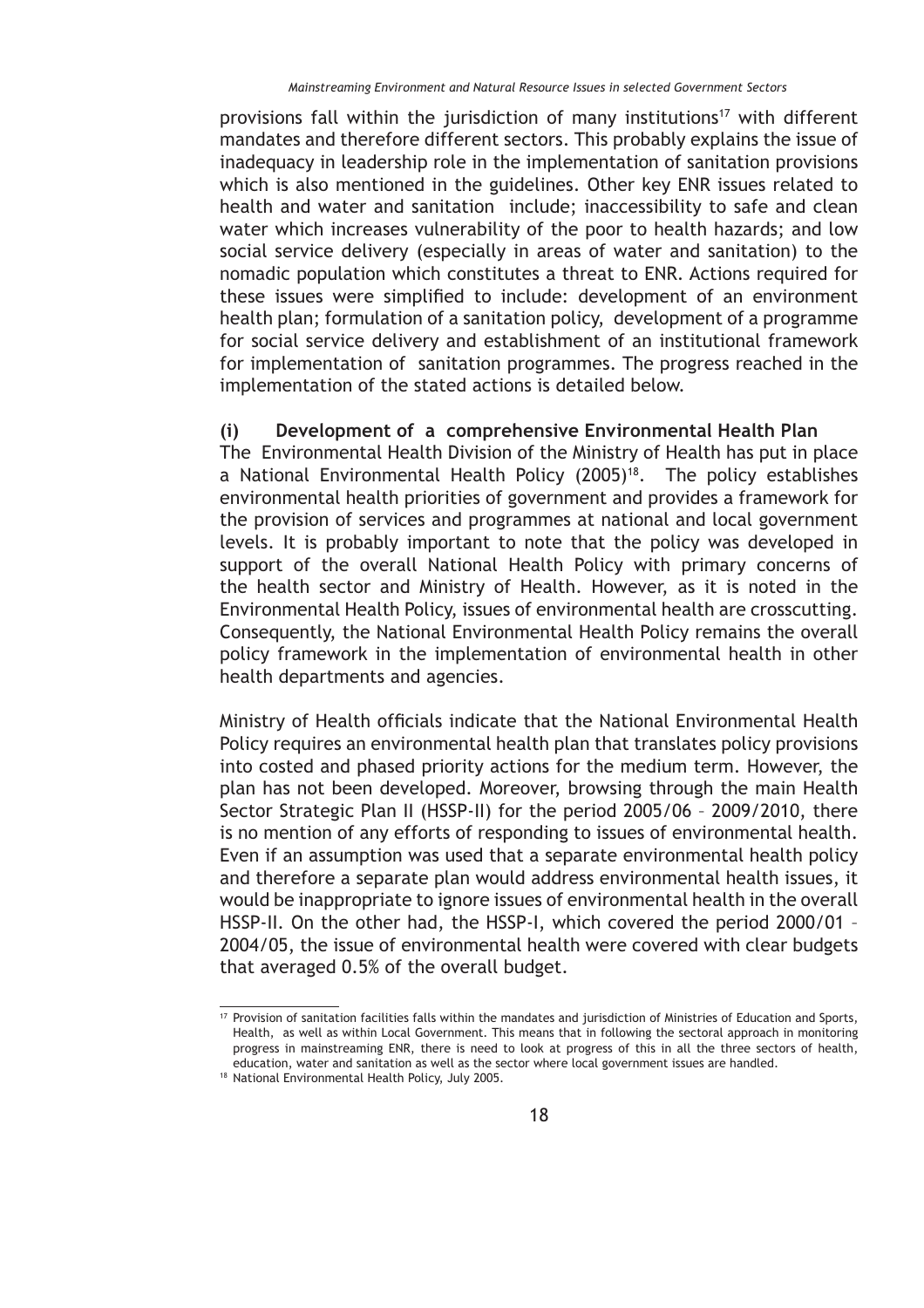provisions fall within the jurisdiction of many institutions[17] with different mandates and therefore different sectors. This probably explains the issue of inadequacy in leadership role in the implementation of sanitation provisions which is also mentioned in the guidelines. Other key ENR issues related to health and water and sanitation include; inaccessibility to safe and clean water which increases vulnerability of the poor to health hazards; and low social service delivery (especially in areas of water and sanitation) to the nomadic population which constitutes a threat to ENR. Actions required for these issues were simplified to include: development of an environment health plan; formulation of a sanitation policy, development of a programme for social service delivery and establishment of an institutional framework for implementation of sanitation programmes. The progress reached in the implementation of the stated actions is detailed below.

**(i) Development of a comprehensive Environmental Health Plan**

The Environmental Health Division of the Ministry of Health has put in place a National Environmental Health Policy (2005)[18]. The policy establishes environmental health priorities of government and provides a framework for the provision of services and programmes at national and local government levels. It is probably important to note that the policy was developed in support of the overall National Health Policy with primary concerns of the health sector and Ministry of Health. However, as it is noted in the Environmental Health Policy, issues of environmental health are crosscutting. Consequently, the National Environmental Health Policy remains the overall policy framework in the implementation of environmental health in other health departments and agencies.

Ministry of Health officials indicate that the National Environmental Health Policy requires an environmental health plan that translates policy provisions into costed and phased priority actions for the medium term. However, the plan has not been developed. Moreover, browsing through the main Health Sector Strategic Plan II (HSSP-II) for the period 2005/06 – 2009/2010, there is no mention of any efforts of responding to issues of environmental health. Even if an assumption was used that a separate environmental health policy and therefore a separate plan would address environmental health issues, it would be inappropriate to ignore issues of environmental health in the overall HSSP-II. On the other had, the HSSP-I, which covered the period 2000/01 – 2004/05, the issue of environmental health were covered with clear budgets that averaged 0.5% of the overall budget.

---

[17] Provision of sanitation facilities falls within the mandates and jurisdiction of Ministries of Education and Sports, Health, as well as within Local Government. This means that in following the sectoral approach in monitoring progress in mainstreaming ENR, there is need to look at progress of this in all the three sectors of health, education, water and sanitation as well as the sector where local government issues are handled.

[18] National Environmental Health Policy, July 2005.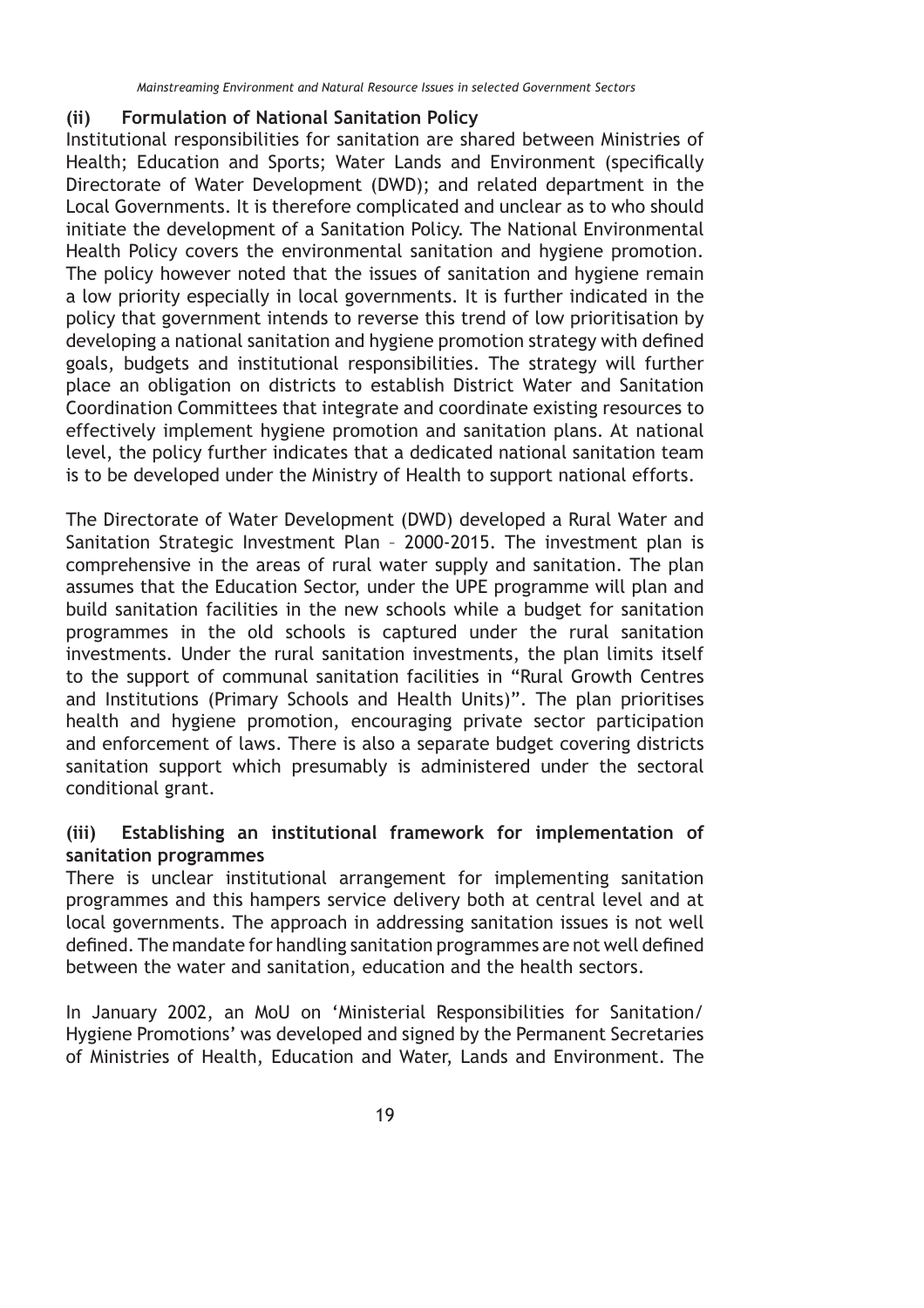**(ii) Formulation of National Sanitation Policy**

Institutional responsibilities for sanitation are shared between Ministries of Health; Education and Sports; Water Lands and Environment (specifically Directorate of Water Development (DWD); and related department in the Local Governments. It is therefore complicated and unclear as to who should initiate the development of a Sanitation Policy. The National Environmental Health Policy covers the environmental sanitation and hygiene promotion. The policy however noted that the issues of sanitation and hygiene remain a low priority especially in local governments. It is further indicated in the policy that government intends to reverse this trend of low prioritisation by developing a national sanitation and hygiene promotion strategy with defined goals, budgets and institutional responsibilities. The strategy will further place an obligation on districts to establish District Water and Sanitation Coordination Committees that integrate and coordinate existing resources to effectively implement hygiene promotion and sanitation plans. At national level, the policy further indicates that a dedicated national sanitation team is to be developed under the Ministry of Health to support national efforts.

The Directorate of Water Development (DWD) developed a Rural Water and Sanitation Strategic Investment Plan – 2000-2015. The investment plan is comprehensive in the areas of rural water supply and sanitation. The plan assumes that the Education Sector, under the UPE programme will plan and build sanitation facilities in the new schools while a budget for sanitation programmes in the old schools is captured under the rural sanitation investments. Under the rural sanitation investments, the plan limits itself to the support of communal sanitation facilities in "Rural Growth Centres and Institutions (Primary Schools and Health Units)". The plan prioritises health and hygiene promotion, encouraging private sector participation and enforcement of laws. There is also a separate budget covering districts sanitation support which presumably is administered under the sectoral conditional grant.

**(iii) Establishing an institutional framework for implementation of sanitation programmes**

There is unclear institutional arrangement for implementing sanitation programmes and this hampers service delivery both at central level and at local governments. The approach in addressing sanitation issues is not well defined. The mandate for handling sanitation programmes are not well defined between the water and sanitation, education and the health sectors.

In January 2002, an MoU on 'Ministerial Responsibilities for Sanitation/ Hygiene Promotions' was developed and signed by the Permanent Secretaries of Ministries of Health, Education and Water, Lands and Environment. The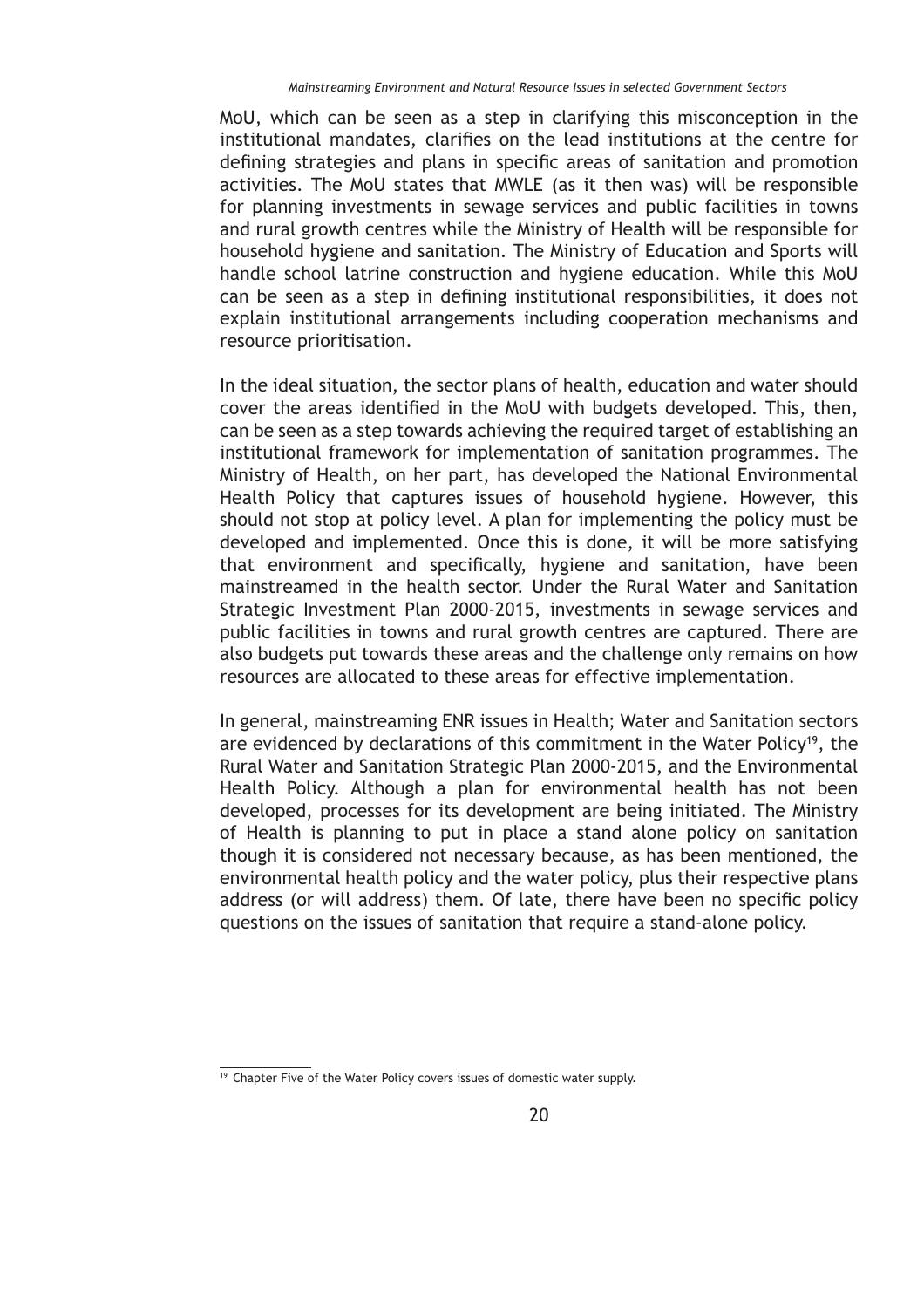MoU, which can be seen as a step in clarifying this misconception in the institutional mandates, clarifies on the lead institutions at the centre for defining strategies and plans in specific areas of sanitation and promotion activities. The MoU states that MWLE (as it then was) will be responsible for planning investments in sewage services and public facilities in towns and rural growth centres while the Ministry of Health will be responsible for household hygiene and sanitation. The Ministry of Education and Sports will handle school latrine construction and hygiene education. While this MoU can be seen as a step in defining institutional responsibilities, it does not explain institutional arrangements including cooperation mechanisms and resource prioritisation.

In the ideal situation, the sector plans of health, education and water should cover the areas identified in the MoU with budgets developed. This, then, can be seen as a step towards achieving the required target of establishing an institutional framework for implementation of sanitation programmes. The Ministry of Health, on her part, has developed the National Environmental Health Policy that captures issues of household hygiene. However, this should not stop at policy level. A plan for implementing the policy must be developed and implemented. Once this is done, it will be more satisfying that environment and specifically, hygiene and sanitation, have been mainstreamed in the health sector. Under the Rural Water and Sanitation Strategic Investment Plan 2000-2015, investments in sewage services and public facilities in towns and rural growth centres are captured. There are also budgets put towards these areas and the challenge only remains on how resources are allocated to these areas for effective implementation.

In general, mainstreaming ENR issues in Health; Water and Sanitation sectors are evidenced by declarations of this commitment in the Water Policy[19], the Rural Water and Sanitation Strategic Plan 2000-2015, and the Environmental Health Policy. Although a plan for environmental health has not been developed, processes for its development are being initiated. The Ministry of Health is planning to put in place a stand alone policy on sanitation though it is considered not necessary because, as has been mentioned, the environmental health policy and the water policy, plus their respective plans address (or will address) them. Of late, there have been no specific policy questions on the issues of sanitation that require a stand-alone policy.

[19] Chapter Five of the Water Policy covers issues of domestic water supply.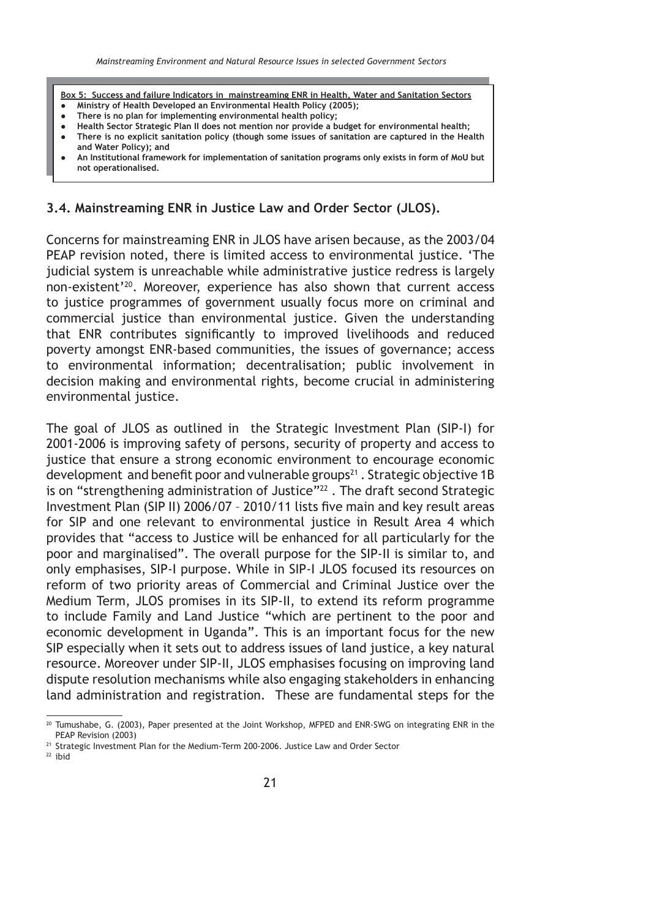**Box 5: Success and failure Indicators in mainstreaming ENR in Health, Water and Sanitation Sectors**

- **Ministry of Health Developed an Environmental Health Policy (2005);**
- **There is no plan for implementing environmental health policy;**
- **Health Sector Strategic Plan II does not mention nor provide a budget for environmental health;**
- **There is no explicit sanitation policy (though some issues of sanitation are captured in the Health and Water Policy); and**
- **An Institutional framework for implementation of sanitation programs only exists in form of MoU but not operationalised.**

### 3.4. Mainstreaming ENR in Justice Law and Order Sector (JLOS).

Concerns for mainstreaming ENR in JLOS have arisen because, as the 2003/04 PEAP revision noted, there is limited access to environmental justice. 'The judicial system is unreachable while administrative justice redress is largely non-existent'[20]. Moreover, experience has also shown that current access to justice programmes of government usually focus more on criminal and commercial justice than environmental justice. Given the understanding that ENR contributes significantly to improved livelihoods and reduced poverty amongst ENR-based communities, the issues of governance; access to environmental information; decentralisation; public involvement in decision making and environmental rights, become crucial in administering environmental justice.

The goal of JLOS as outlined in the Strategic Investment Plan (SIP-I) for 2001-2006 is improving safety of persons, security of property and access to justice that ensure a strong economic environment to encourage economic development and benefit poor and vulnerable groups[21]. Strategic objective 1B is on "strengthening administration of Justice"[22]. The draft second Strategic Investment Plan (SIP II) 2006/07 – 2010/11 lists five main and key result areas for SIP and one relevant to environmental justice in Result Area 4 which provides that "access to Justice will be enhanced for all particularly for the poor and marginalised". The overall purpose for the SIP-II is similar to, and only emphasises, SIP-I purpose. While in SIP-I JLOS focused its resources on reform of two priority areas of Commercial and Criminal Justice over the Medium Term, JLOS promises in its SIP-II, to extend its reform programme to include Family and Land Justice "which are pertinent to the poor and economic development in Uganda". This is an important focus for the new SIP especially when it sets out to address issues of land justice, a key natural resource. Moreover under SIP-II, JLOS emphasises focusing on improving land dispute resolution mechanisms while also engaging stakeholders in enhancing land administration and registration. These are fundamental steps for the

---

[20] Tumushabe, G. (2003), Paper presented at the Joint Workshop, MFPED and ENR-SWG on integrating ENR in the PEAP Revision (2003)

[21] Strategic Investment Plan for the Medium-Term 200-2006. Justice Law and Order Sector

[22] ibid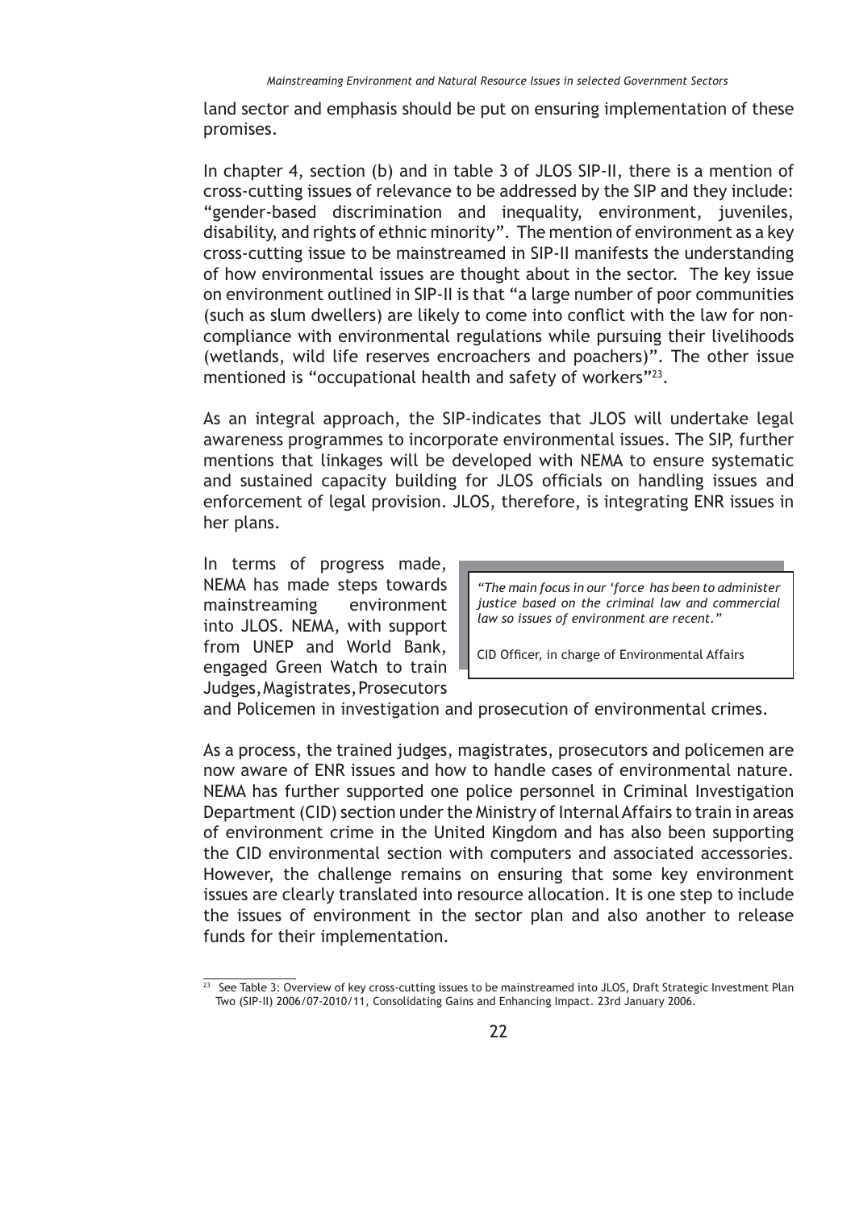land sector and emphasis should be put on ensuring implementation of these promises.

In chapter 4, section (b) and in table 3 of JLOS SIP-II, there is a mention of cross-cutting issues of relevance to be addressed by the SIP and they include: "gender-based discrimination and inequality, environment, juveniles, disability, and rights of ethnic minority". The mention of environment as a key cross-cutting issue to be mainstreamed in SIP-II manifests the understanding of how environmental issues are thought about in the sector. The key issue on environment outlined in SIP-II is that "a large number of poor communities (such as slum dwellers) are likely to come into conflict with the law for non-compliance with environmental regulations while pursuing their livelihoods (wetlands, wild life reserves encroachers and poachers)". The other issue mentioned is "occupational health and safety of workers"[23].

As an integral approach, the SIP-indicates that JLOS will undertake legal awareness programmes to incorporate environmental issues. The SIP, further mentions that linkages will be developed with NEMA to ensure systematic and sustained capacity building for JLOS officials on handling issues and enforcement of legal provision. JLOS, therefore, is integrating ENR issues in her plans.

> *"The main focus in our 'force has been to administer justice based on the criminal law and commercial law so issues of environment are recent."*
>
> CID Officer, in charge of Environmental Affairs

In terms of progress made, NEMA has made steps towards mainstreaming environment into JLOS. NEMA, with support from UNEP and World Bank, engaged Green Watch to train Judges, Magistrates, Prosecutors and Policemen in investigation and prosecution of environmental crimes.

As a process, the trained judges, magistrates, prosecutors and policemen are now aware of ENR issues and how to handle cases of environmental nature. NEMA has further supported one police personnel in Criminal Investigation Department (CID) section under the Ministry of Internal Affairs to train in areas of environment crime in the United Kingdom and has also been supporting the CID environmental section with computers and associated accessories. However, the challenge remains on ensuring that some key environment issues are clearly translated into resource allocation. It is one step to include the issues of environment in the sector plan and also another to release funds for their implementation.

[23] See Table 3: Overview of key cross-cutting issues to be mainstreamed into JLOS, Draft Strategic Investment Plan Two (SIP-II) 2006/07-2010/11, Consolidating Gains and Enhancing Impact. 23rd January 2006.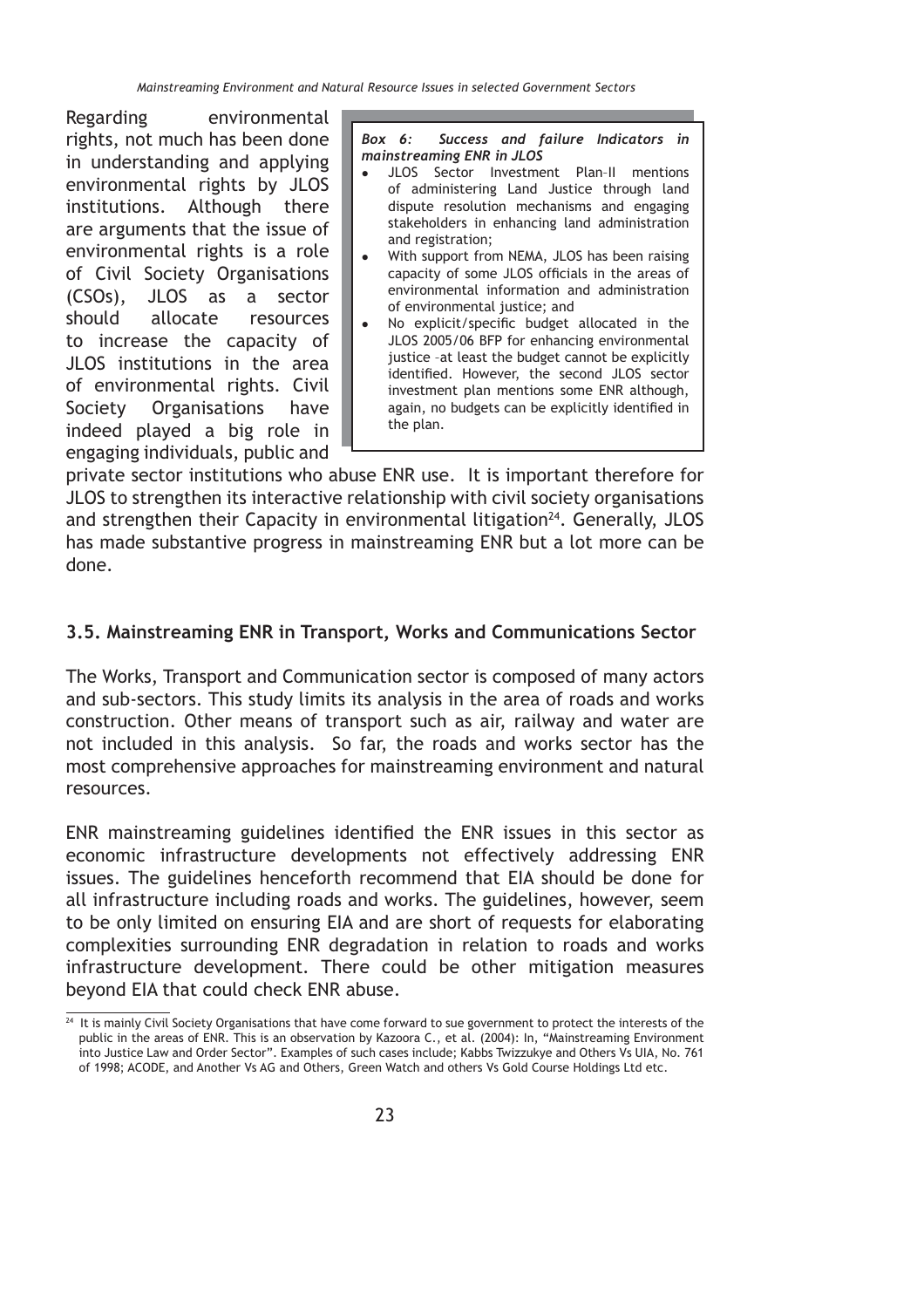Regarding environmental rights, not much has been done in understanding and applying environmental rights by JLOS institutions. Although there are arguments that the issue of environmental rights is a role of Civil Society Organisations (CSOs), JLOS as a sector should allocate resources to increase the capacity of JLOS institutions in the area of environmental rights. Civil Society Organisations have indeed played a big role in engaging individuals, public and private sector institutions who abuse ENR use. It is important therefore for JLOS to strengthen its interactive relationship with civil society organisations and strengthen their Capacity in environmental litigation[24]. Generally, JLOS has made substantive progress in mainstreaming ENR but a lot more can be done.

> ***Box 6: Success and failure Indicators in mainstreaming ENR in JLOS***
>
> - JLOS Sector Investment Plan–II mentions of administering Land Justice through land dispute resolution mechanisms and engaging stakeholders in enhancing land administration and registration;
> - With support from NEMA, JLOS has been raising capacity of some JLOS officials in the areas of environmental information and administration of environmental justice; and
> - No explicit/specific budget allocated in the JLOS 2005/06 BFP for enhancing environmental justice –at least the budget cannot be explicitly identified. However, the second JLOS sector investment plan mentions some ENR although, again, no budgets can be explicitly identified in the plan.

### 3.5. Mainstreaming ENR in Transport, Works and Communications Sector

The Works, Transport and Communication sector is composed of many actors and sub-sectors. This study limits its analysis in the area of roads and works construction. Other means of transport such as air, railway and water are not included in this analysis. So far, the roads and works sector has the most comprehensive approaches for mainstreaming environment and natural resources.

ENR mainstreaming guidelines identified the ENR issues in this sector as economic infrastructure developments not effectively addressing ENR issues. The guidelines henceforth recommend that EIA should be done for all infrastructure including roads and works. The guidelines, however, seem to be only limited on ensuring EIA and are short of requests for elaborating complexities surrounding ENR degradation in relation to roads and works infrastructure development. There could be other mitigation measures beyond EIA that could check ENR abuse.

---

[24] It is mainly Civil Society Organisations that have come forward to sue government to protect the interests of the public in the areas of ENR. This is an observation by Kazoora C., et al. (2004): In, "Mainstreaming Environment into Justice Law and Order Sector". Examples of such cases include; Kabbs Twizzukye and Others Vs UIA, No. 761 of 1998; ACODE, and Another Vs AG and Others, Green Watch and others Vs Gold Course Holdings Ltd etc.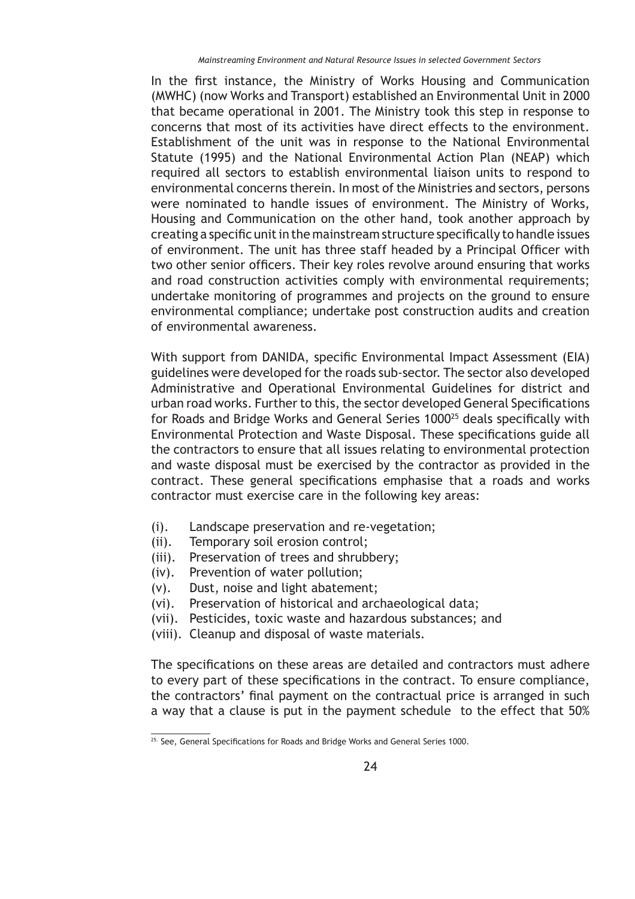In the first instance, the Ministry of Works Housing and Communication (MWHC) (now Works and Transport) established an Environmental Unit in 2000 that became operational in 2001. The Ministry took this step in response to concerns that most of its activities have direct effects to the environment. Establishment of the unit was in response to the National Environmental Statute (1995) and the National Environmental Action Plan (NEAP) which required all sectors to establish environmental liaison units to respond to environmental concerns therein. In most of the Ministries and sectors, persons were nominated to handle issues of environment. The Ministry of Works, Housing and Communication on the other hand, took another approach by creating a specific unit in the mainstream structure specifically to handle issues of environment. The unit has three staff headed by a Principal Officer with two other senior officers. Their key roles revolve around ensuring that works and road construction activities comply with environmental requirements; undertake monitoring of programmes and projects on the ground to ensure environmental compliance; undertake post construction audits and creation of environmental awareness.

With support from DANIDA, specific Environmental Impact Assessment (EIA) guidelines were developed for the roads sub-sector. The sector also developed Administrative and Operational Environmental Guidelines for district and urban road works. Further to this, the sector developed General Specifications for Roads and Bridge Works and General Series 1000[25] deals specifically with Environmental Protection and Waste Disposal. These specifications guide all the contractors to ensure that all issues relating to environmental protection and waste disposal must be exercised by the contractor as provided in the contract. These general specifications emphasise that a roads and works contractor must exercise care in the following key areas:

(i). Landscape preservation and re-vegetation;
(ii). Temporary soil erosion control;
(iii). Preservation of trees and shrubbery;
(iv). Prevention of water pollution;
(v). Dust, noise and light abatement;
(vi). Preservation of historical and archaeological data;
(vii). Pesticides, toxic waste and hazardous substances; and
(viii). Cleanup and disposal of waste materials.

The specifications on these areas are detailed and contractors must adhere to every part of these specifications in the contract. To ensure compliance, the contractors' final payment on the contractual price is arranged in such a way that a clause is put in the payment schedule to the effect that 50%

[25] See, General Specifications for Roads and Bridge Works and General Series 1000.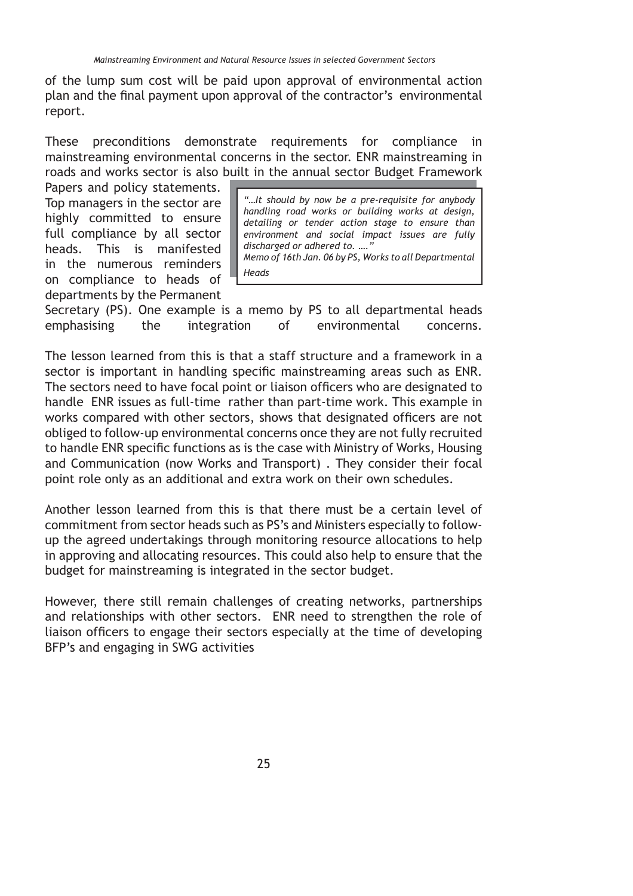of the lump sum cost will be paid upon approval of environmental action plan and the final payment upon approval of the contractor's environmental report.

These preconditions demonstrate requirements for compliance in mainstreaming environmental concerns in the sector. ENR mainstreaming in roads and works sector is also built in the annual sector Budget Framework Papers and policy statements. Top managers in the sector are highly committed to ensure full compliance by all sector heads. This is manifested in the numerous reminders on compliance to heads of departments by the Permanent Secretary (PS). One example is a memo by PS to all departmental heads emphasising the integration of environmental concerns.

> *"…It should by now be a pre-requisite for anybody handling road works or building works at design, detailing or tender action stage to ensure than environment and social impact issues are fully discharged or adhered to. …."*
> *Memo of 16th Jan. 06 by PS, Works to all Departmental Heads*

The lesson learned from this is that a staff structure and a framework in a sector is important in handling specific mainstreaming areas such as ENR. The sectors need to have focal point or liaison officers who are designated to handle ENR issues as full-time rather than part-time work. This example in works compared with other sectors, shows that designated officers are not obliged to follow-up environmental concerns once they are not fully recruited to handle ENR specific functions as is the case with Ministry of Works, Housing and Communication (now Works and Transport) . They consider their focal point role only as an additional and extra work on their own schedules.

Another lesson learned from this is that there must be a certain level of commitment from sector heads such as PS's and Ministers especially to follow-up the agreed undertakings through monitoring resource allocations to help in approving and allocating resources. This could also help to ensure that the budget for mainstreaming is integrated in the sector budget.

However, there still remain challenges of creating networks, partnerships and relationships with other sectors. ENR need to strengthen the role of liaison officers to engage their sectors especially at the time of developing BFP's and engaging in SWG activities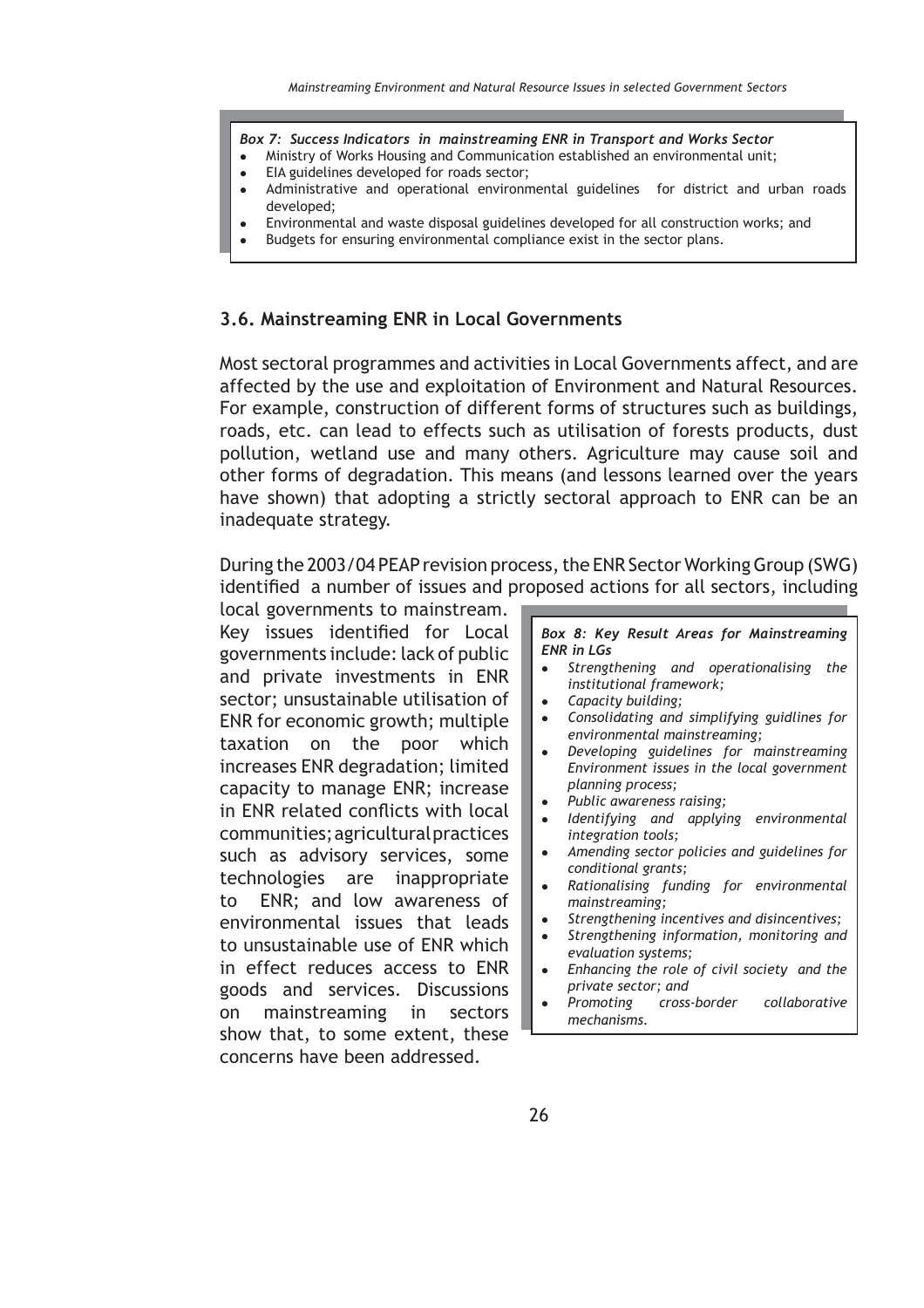***Box 7: Success Indicators in mainstreaming ENR in Transport and Works Sector***

- Ministry of Works Housing and Communication established an environmental unit;
- EIA guidelines developed for roads sector;
- Administrative and operational environmental guidelines for district and urban roads developed;
- Environmental and waste disposal guidelines developed for all construction works; and
- Budgets for ensuring environmental compliance exist in the sector plans.

## 3.6. Mainstreaming ENR in Local Governments

Most sectoral programmes and activities in Local Governments affect, and are affected by the use and exploitation of Environment and Natural Resources. For example, construction of different forms of structures such as buildings, roads, etc. can lead to effects such as utilisation of forests products, dust pollution, wetland use and many others. Agriculture may cause soil and other forms of degradation. This means (and lessons learned over the years have shown) that adopting a strictly sectoral approach to ENR can be an inadequate strategy.

During the 2003/04 PEAP revision process, the ENR Sector Working Group (SWG) identified a number of issues and proposed actions for all sectors, including local governments to mainstream. Key issues identified for Local governments include: lack of public and private investments in ENR sector; unsustainable utilisation of ENR for economic growth; multiple taxation on the poor which increases ENR degradation; limited capacity to manage ENR; increase in ENR related conflicts with local communities; agricultural practices such as advisory services, some technologies are inappropriate to ENR; and low awareness of environmental issues that leads to unsustainable use of ENR which in effect reduces access to ENR goods and services. Discussions on mainstreaming in sectors show that, to some extent, these concerns have been addressed.

***Box 8: Key Result Areas for Mainstreaming ENR in LGs***

- *Strengthening and operationalising the institutional framework;*
- *Capacity building;*
- *Consolidating and simplifying guidlines for environmental mainstreaming;*
- *Developing guidelines for mainstreaming Environment issues in the local government planning process;*
- *Public awareness raising;*
- *Identifying and applying environmental integration tools;*
- *Amending sector policies and guidelines for conditional grants;*
- *Rationalising funding for environmental mainstreaming;*
- *Strengthening incentives and disincentives;*
- *Strengthening information, monitoring and evaluation systems;*
- *Enhancing the role of civil society and the private sector; and*
- *Promoting cross-border collaborative mechanisms.*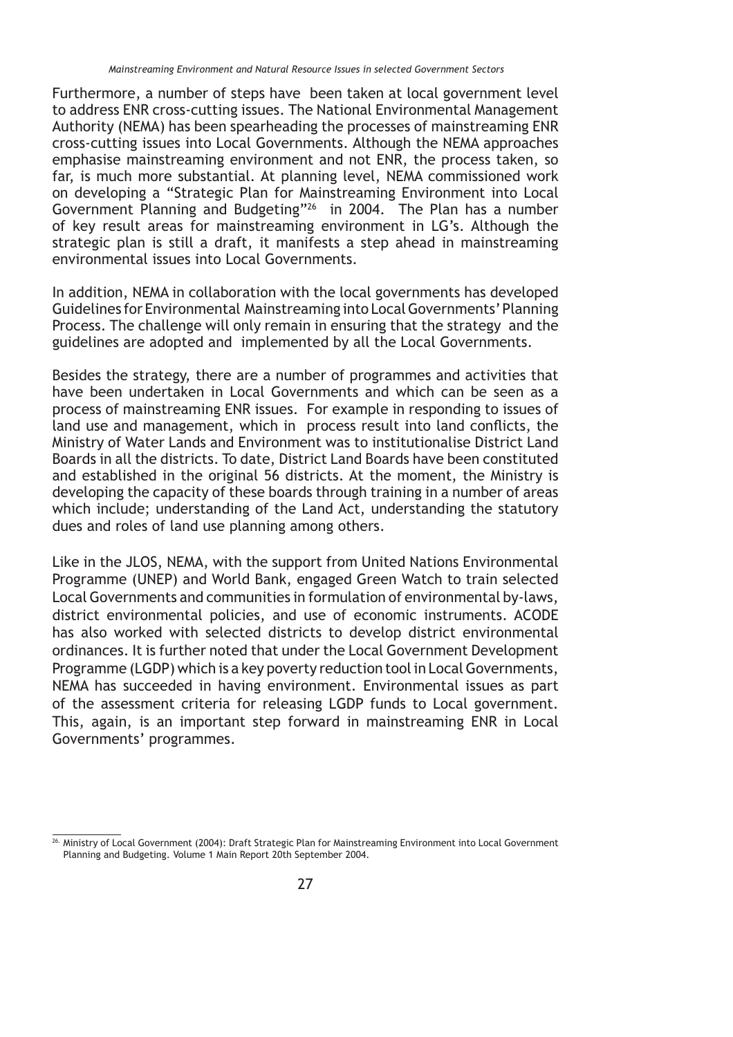Furthermore, a number of steps have been taken at local government level to address ENR cross-cutting issues. The National Environmental Management Authority (NEMA) has been spearheading the processes of mainstreaming ENR cross-cutting issues into Local Governments. Although the NEMA approaches emphasise mainstreaming environment and not ENR, the process taken, so far, is much more substantial. At planning level, NEMA commissioned work on developing a "Strategic Plan for Mainstreaming Environment into Local Government Planning and Budgeting"[26] in 2004. The Plan has a number of key result areas for mainstreaming environment in LG's. Although the strategic plan is still a draft, it manifests a step ahead in mainstreaming environmental issues into Local Governments.

In addition, NEMA in collaboration with the local governments has developed Guidelines for Environmental Mainstreaming into Local Governments' Planning Process. The challenge will only remain in ensuring that the strategy and the guidelines are adopted and implemented by all the Local Governments.

Besides the strategy, there are a number of programmes and activities that have been undertaken in Local Governments and which can be seen as a process of mainstreaming ENR issues. For example in responding to issues of land use and management, which in process result into land conflicts, the Ministry of Water Lands and Environment was to institutionalise District Land Boards in all the districts. To date, District Land Boards have been constituted and established in the original 56 districts. At the moment, the Ministry is developing the capacity of these boards through training in a number of areas which include; understanding of the Land Act, understanding the statutory dues and roles of land use planning among others.

Like in the JLOS, NEMA, with the support from United Nations Environmental Programme (UNEP) and World Bank, engaged Green Watch to train selected Local Governments and communities in formulation of environmental by-laws, district environmental policies, and use of economic instruments. ACODE has also worked with selected districts to develop district environmental ordinances. It is further noted that under the Local Government Development Programme (LGDP) which is a key poverty reduction tool in Local Governments, NEMA has succeeded in having environment. Environmental issues as part of the assessment criteria for releasing LGDP funds to Local government. This, again, is an important step forward in mainstreaming ENR in Local Governments' programmes.

---

[26] Ministry of Local Government (2004): Draft Strategic Plan for Mainstreaming Environment into Local Government Planning and Budgeting. Volume 1 Main Report 20th September 2004.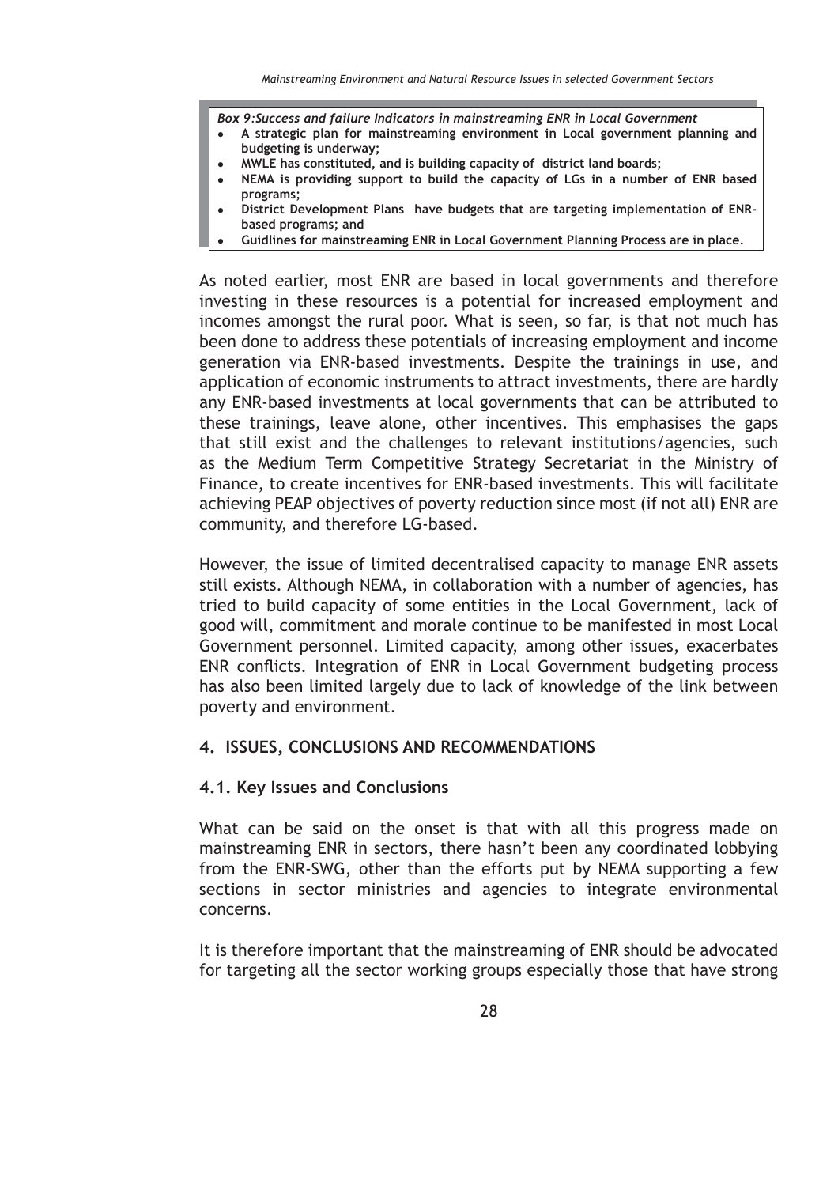*Box 9:Success and failure Indicators in mainstreaming ENR in Local Government*

- **A strategic plan for mainstreaming environment in Local government planning and budgeting is underway;**
- **MWLE has constituted, and is building capacity of district land boards;**
- **NEMA is providing support to build the capacity of LGs in a number of ENR based programs;**
- **District Development Plans have budgets that are targeting implementation of ENR-based programs; and**
- **Guidlines for mainstreaming ENR in Local Government Planning Process are in place.**

As noted earlier, most ENR are based in local governments and therefore investing in these resources is a potential for increased employment and incomes amongst the rural poor. What is seen, so far, is that not much has been done to address these potentials of increasing employment and income generation via ENR-based investments. Despite the trainings in use, and application of economic instruments to attract investments, there are hardly any ENR-based investments at local governments that can be attributed to these trainings, leave alone, other incentives. This emphasises the gaps that still exist and the challenges to relevant institutions/agencies, such as the Medium Term Competitive Strategy Secretariat in the Ministry of Finance, to create incentives for ENR-based investments. This will facilitate achieving PEAP objectives of poverty reduction since most (if not all) ENR are community, and therefore LG-based.

However, the issue of limited decentralised capacity to manage ENR assets still exists. Although NEMA, in collaboration with a number of agencies, has tried to build capacity of some entities in the Local Government, lack of good will, commitment and morale continue to be manifested in most Local Government personnel. Limited capacity, among other issues, exacerbates ENR conflicts. Integration of ENR in Local Government budgeting process has also been limited largely due to lack of knowledge of the link between poverty and environment.

## 4. ISSUES, CONCLUSIONS AND RECOMMENDATIONS

### 4.1. Key Issues and Conclusions

What can be said on the onset is that with all this progress made on mainstreaming ENR in sectors, there hasn't been any coordinated lobbying from the ENR-SWG, other than the efforts put by NEMA supporting a few sections in sector ministries and agencies to integrate environmental concerns.

It is therefore important that the mainstreaming of ENR should be advocated for targeting all the sector working groups especially those that have strong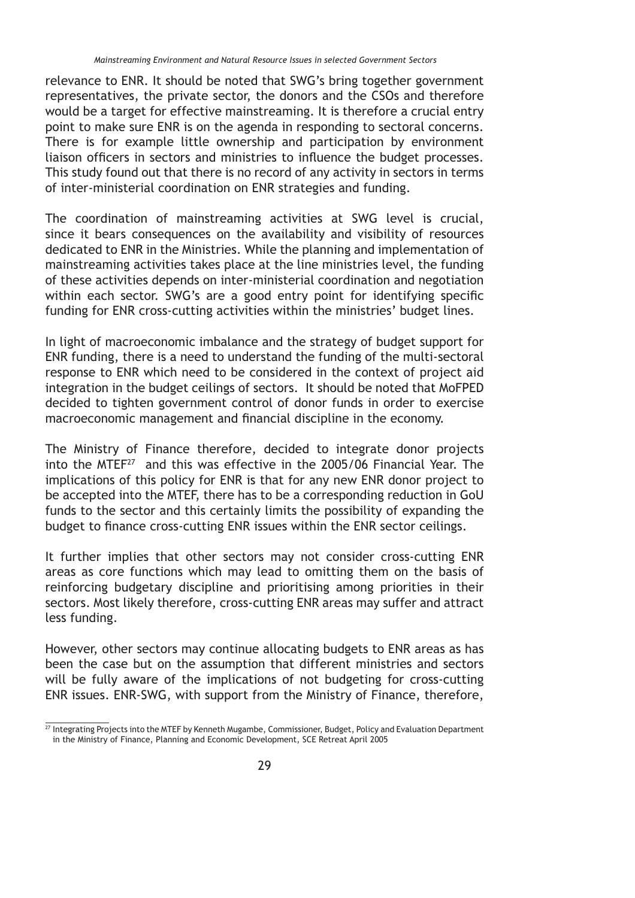relevance to ENR. It should be noted that SWG's bring together government representatives, the private sector, the donors and the CSOs and therefore would be a target for effective mainstreaming. It is therefore a crucial entry point to make sure ENR is on the agenda in responding to sectoral concerns. There is for example little ownership and participation by environment liaison officers in sectors and ministries to influence the budget processes. This study found out that there is no record of any activity in sectors in terms of inter-ministerial coordination on ENR strategies and funding.

The coordination of mainstreaming activities at SWG level is crucial, since it bears consequences on the availability and visibility of resources dedicated to ENR in the Ministries. While the planning and implementation of mainstreaming activities takes place at the line ministries level, the funding of these activities depends on inter-ministerial coordination and negotiation within each sector. SWG's are a good entry point for identifying specific funding for ENR cross-cutting activities within the ministries' budget lines.

In light of macroeconomic imbalance and the strategy of budget support for ENR funding, there is a need to understand the funding of the multi-sectoral response to ENR which need to be considered in the context of project aid integration in the budget ceilings of sectors. It should be noted that MoFPED decided to tighten government control of donor funds in order to exercise macroeconomic management and financial discipline in the economy.

The Ministry of Finance therefore, decided to integrate donor projects into the MTEF[27] and this was effective in the 2005/06 Financial Year. The implications of this policy for ENR is that for any new ENR donor project to be accepted into the MTEF, there has to be a corresponding reduction in GoU funds to the sector and this certainly limits the possibility of expanding the budget to finance cross-cutting ENR issues within the ENR sector ceilings.

It further implies that other sectors may not consider cross-cutting ENR areas as core functions which may lead to omitting them on the basis of reinforcing budgetary discipline and prioritising among priorities in their sectors. Most likely therefore, cross-cutting ENR areas may suffer and attract less funding.

However, other sectors may continue allocating budgets to ENR areas as has been the case but on the assumption that different ministries and sectors will be fully aware of the implications of not budgeting for cross-cutting ENR issues. ENR-SWG, with support from the Ministry of Finance, therefore,

[27] Integrating Projects into the MTEF by Kenneth Mugambe, Commissioner, Budget, Policy and Evaluation Department in the Ministry of Finance, Planning and Economic Development, SCE Retreat April 2005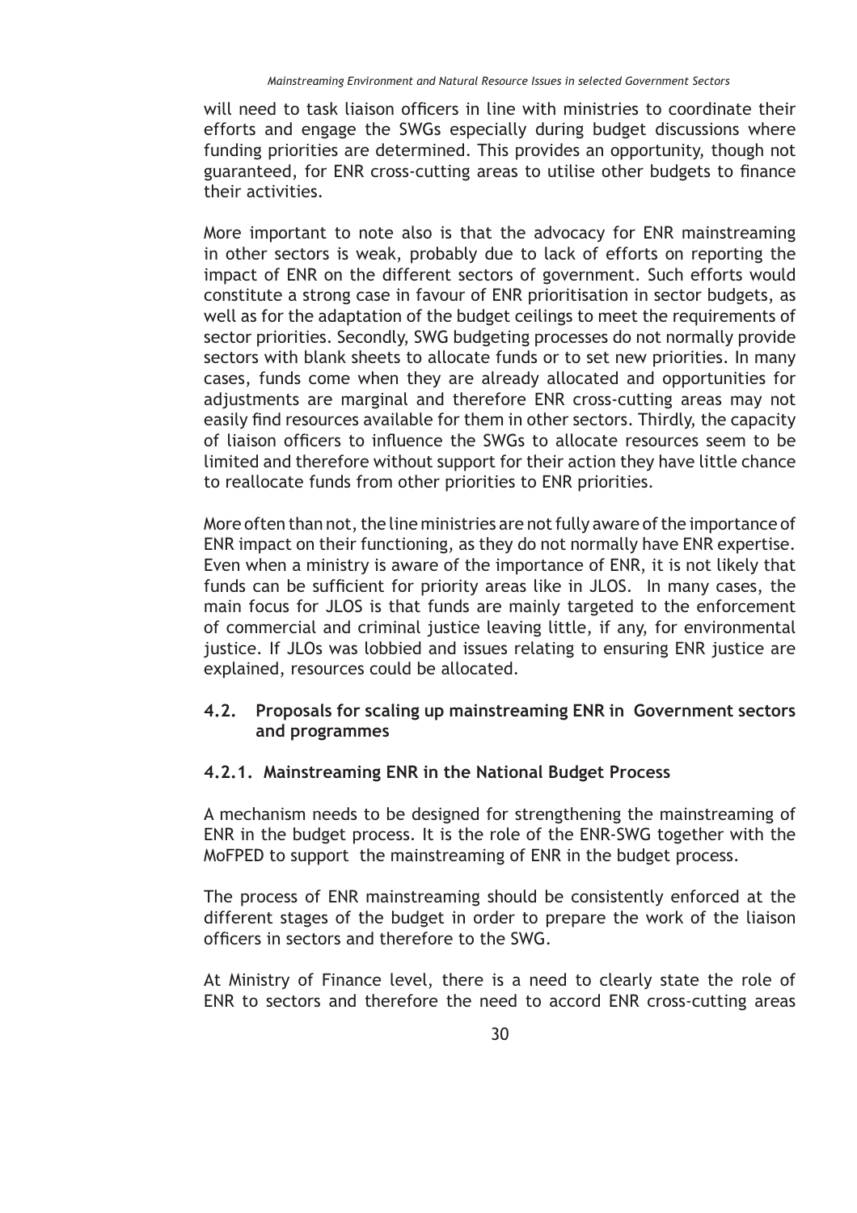will need to task liaison officers in line with ministries to coordinate their efforts and engage the SWGs especially during budget discussions where funding priorities are determined. This provides an opportunity, though not guaranteed, for ENR cross-cutting areas to utilise other budgets to finance their activities.

More important to note also is that the advocacy for ENR mainstreaming in other sectors is weak, probably due to lack of efforts on reporting the impact of ENR on the different sectors of government. Such efforts would constitute a strong case in favour of ENR prioritisation in sector budgets, as well as for the adaptation of the budget ceilings to meet the requirements of sector priorities. Secondly, SWG budgeting processes do not normally provide sectors with blank sheets to allocate funds or to set new priorities. In many cases, funds come when they are already allocated and opportunities for adjustments are marginal and therefore ENR cross-cutting areas may not easily find resources available for them in other sectors. Thirdly, the capacity of liaison officers to influence the SWGs to allocate resources seem to be limited and therefore without support for their action they have little chance to reallocate funds from other priorities to ENR priorities.

More often than not, the line ministries are not fully aware of the importance of ENR impact on their functioning, as they do not normally have ENR expertise. Even when a ministry is aware of the importance of ENR, it is not likely that funds can be sufficient for priority areas like in JLOS. In many cases, the main focus for JLOS is that funds are mainly targeted to the enforcement of commercial and criminal justice leaving little, if any, for environmental justice. If JLOs was lobbied and issues relating to ensuring ENR justice are explained, resources could be allocated.

### 4.2. Proposals for scaling up mainstreaming ENR in Government sectors and programmes

#### 4.2.1. Mainstreaming ENR in the National Budget Process

A mechanism needs to be designed for strengthening the mainstreaming of ENR in the budget process. It is the role of the ENR-SWG together with the MoFPED to support the mainstreaming of ENR in the budget process.

The process of ENR mainstreaming should be consistently enforced at the different stages of the budget in order to prepare the work of the liaison officers in sectors and therefore to the SWG.

At Ministry of Finance level, there is a need to clearly state the role of ENR to sectors and therefore the need to accord ENR cross-cutting areas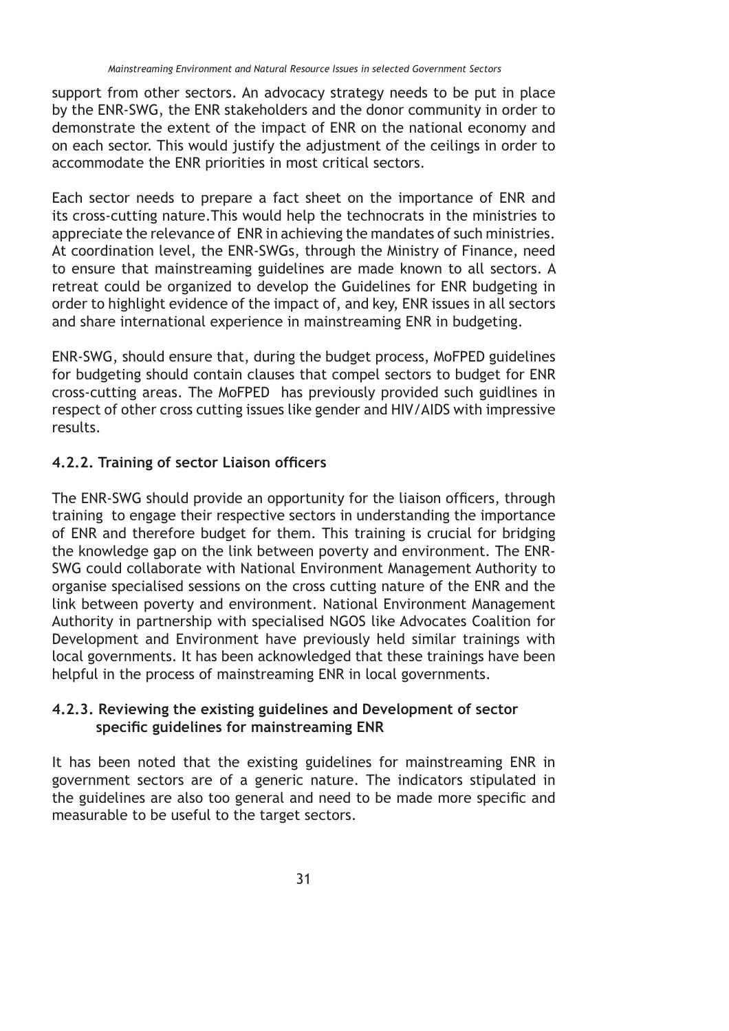support from other sectors. An advocacy strategy needs to be put in place by the ENR-SWG, the ENR stakeholders and the donor community in order to demonstrate the extent of the impact of ENR on the national economy and on each sector. This would justify the adjustment of the ceilings in order to accommodate the ENR priorities in most critical sectors.

Each sector needs to prepare a fact sheet on the importance of ENR and its cross-cutting nature.This would help the technocrats in the ministries to appreciate the relevance of ENR in achieving the mandates of such ministries. At coordination level, the ENR-SWGs, through the Ministry of Finance, need to ensure that mainstreaming guidelines are made known to all sectors. A retreat could be organized to develop the Guidelines for ENR budgeting in order to highlight evidence of the impact of, and key, ENR issues in all sectors and share international experience in mainstreaming ENR in budgeting.

ENR-SWG, should ensure that, during the budget process, MoFPED guidelines for budgeting should contain clauses that compel sectors to budget for ENR cross-cutting areas. The MoFPED has previously provided such guidlines in respect of other cross cutting issues like gender and HIV/AIDS with impressive results.

### 4.2.2. Training of sector Liaison officers

The ENR-SWG should provide an opportunity for the liaison officers, through training to engage their respective sectors in understanding the importance of ENR and therefore budget for them. This training is crucial for bridging the knowledge gap on the link between poverty and environment. The ENR-SWG could collaborate with National Environment Management Authority to organise specialised sessions on the cross cutting nature of the ENR and the link between poverty and environment. National Environment Management Authority in partnership with specialised NGOS like Advocates Coalition for Development and Environment have previously held similar trainings with local governments. It has been acknowledged that these trainings have been helpful in the process of mainstreaming ENR in local governments.

### 4.2.3. Reviewing the existing guidelines and Development of sector specific guidelines for mainstreaming ENR

It has been noted that the existing guidelines for mainstreaming ENR in government sectors are of a generic nature. The indicators stipulated in the guidelines are also too general and need to be made more specific and measurable to be useful to the target sectors.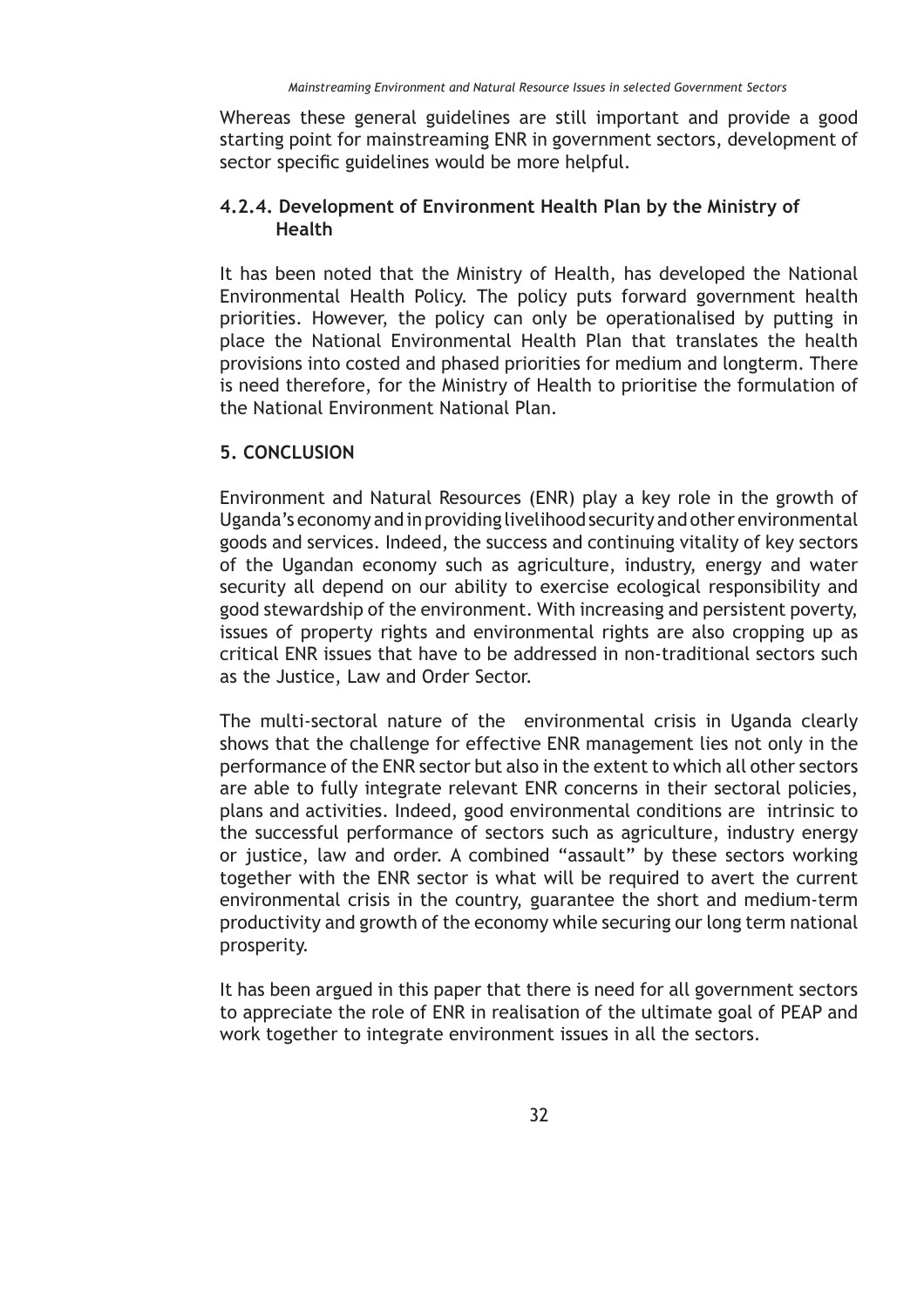Whereas these general guidelines are still important and provide a good starting point for mainstreaming ENR in government sectors, development of sector specific guidelines would be more helpful.

### 4.2.4. Development of Environment Health Plan by the Ministry of Health

It has been noted that the Ministry of Health, has developed the National Environmental Health Policy. The policy puts forward government health priorities. However, the policy can only be operationalised by putting in place the National Environmental Health Plan that translates the health provisions into costed and phased priorities for medium and longterm. There is need therefore, for the Ministry of Health to prioritise the formulation of the National Environment National Plan.

## 5. CONCLUSION

Environment and Natural Resources (ENR) play a key role in the growth of Uganda's economy and in providing livelihood security and other environmental goods and services. Indeed, the success and continuing vitality of key sectors of the Ugandan economy such as agriculture, industry, energy and water security all depend on our ability to exercise ecological responsibility and good stewardship of the environment. With increasing and persistent poverty, issues of property rights and environmental rights are also cropping up as critical ENR issues that have to be addressed in non-traditional sectors such as the Justice, Law and Order Sector.

The multi-sectoral nature of the environmental crisis in Uganda clearly shows that the challenge for effective ENR management lies not only in the performance of the ENR sector but also in the extent to which all other sectors are able to fully integrate relevant ENR concerns in their sectoral policies, plans and activities. Indeed, good environmental conditions are intrinsic to the successful performance of sectors such as agriculture, industry energy or justice, law and order. A combined "assault" by these sectors working together with the ENR sector is what will be required to avert the current environmental crisis in the country, guarantee the short and medium-term productivity and growth of the economy while securing our long term national prosperity.

It has been argued in this paper that there is need for all government sectors to appreciate the role of ENR in realisation of the ultimate goal of PEAP and work together to integrate environment issues in all the sectors.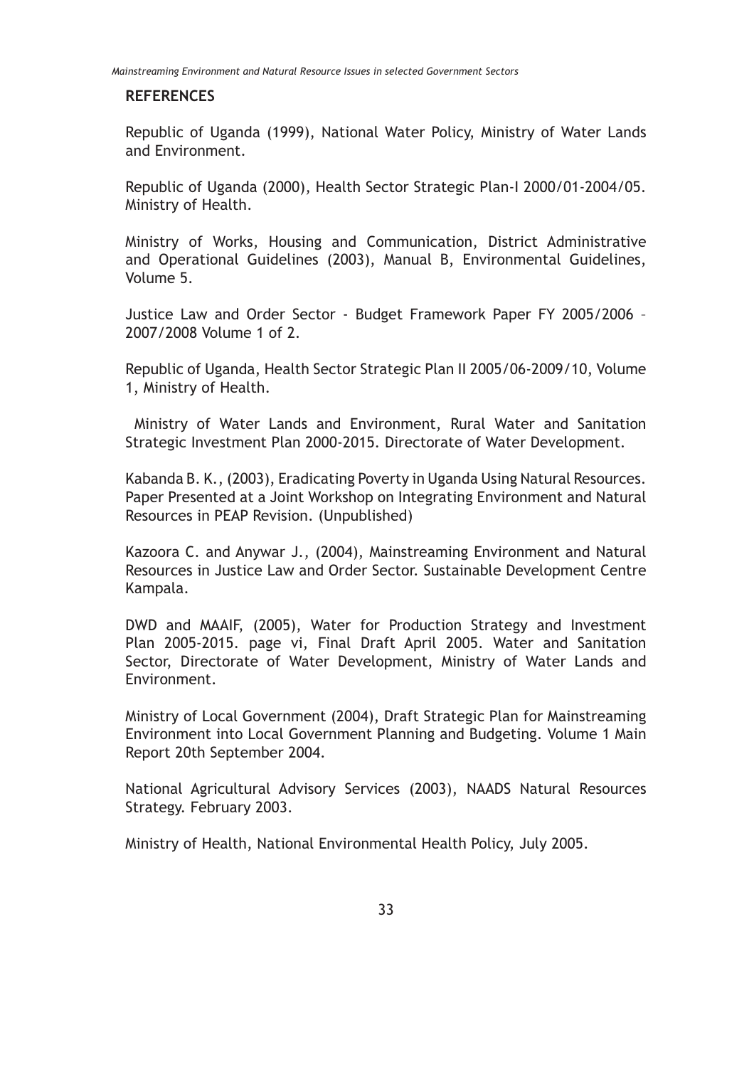## REFERENCES

Republic of Uganda (1999), National Water Policy, Ministry of Water Lands and Environment.

Republic of Uganda (2000), Health Sector Strategic Plan-I 2000/01-2004/05. Ministry of Health.

Ministry of Works, Housing and Communication, District Administrative and Operational Guidelines (2003), Manual B, Environmental Guidelines, Volume 5.

Justice Law and Order Sector - Budget Framework Paper FY 2005/2006 – 2007/2008 Volume 1 of 2.

Republic of Uganda, Health Sector Strategic Plan II 2005/06-2009/10, Volume 1, Ministry of Health.

Ministry of Water Lands and Environment, Rural Water and Sanitation Strategic Investment Plan 2000-2015. Directorate of Water Development.

Kabanda B. K., (2003), Eradicating Poverty in Uganda Using Natural Resources. Paper Presented at a Joint Workshop on Integrating Environment and Natural Resources in PEAP Revision. (Unpublished)

Kazoora C. and Anywar J., (2004), Mainstreaming Environment and Natural Resources in Justice Law and Order Sector. Sustainable Development Centre Kampala.

DWD and MAAIF, (2005), Water for Production Strategy and Investment Plan 2005-2015. page vi, Final Draft April 2005. Water and Sanitation Sector, Directorate of Water Development, Ministry of Water Lands and Environment.

Ministry of Local Government (2004), Draft Strategic Plan for Mainstreaming Environment into Local Government Planning and Budgeting. Volume 1 Main Report 20th September 2004.

National Agricultural Advisory Services (2003), NAADS Natural Resources Strategy. February 2003.

Ministry of Health, National Environmental Health Policy, July 2005.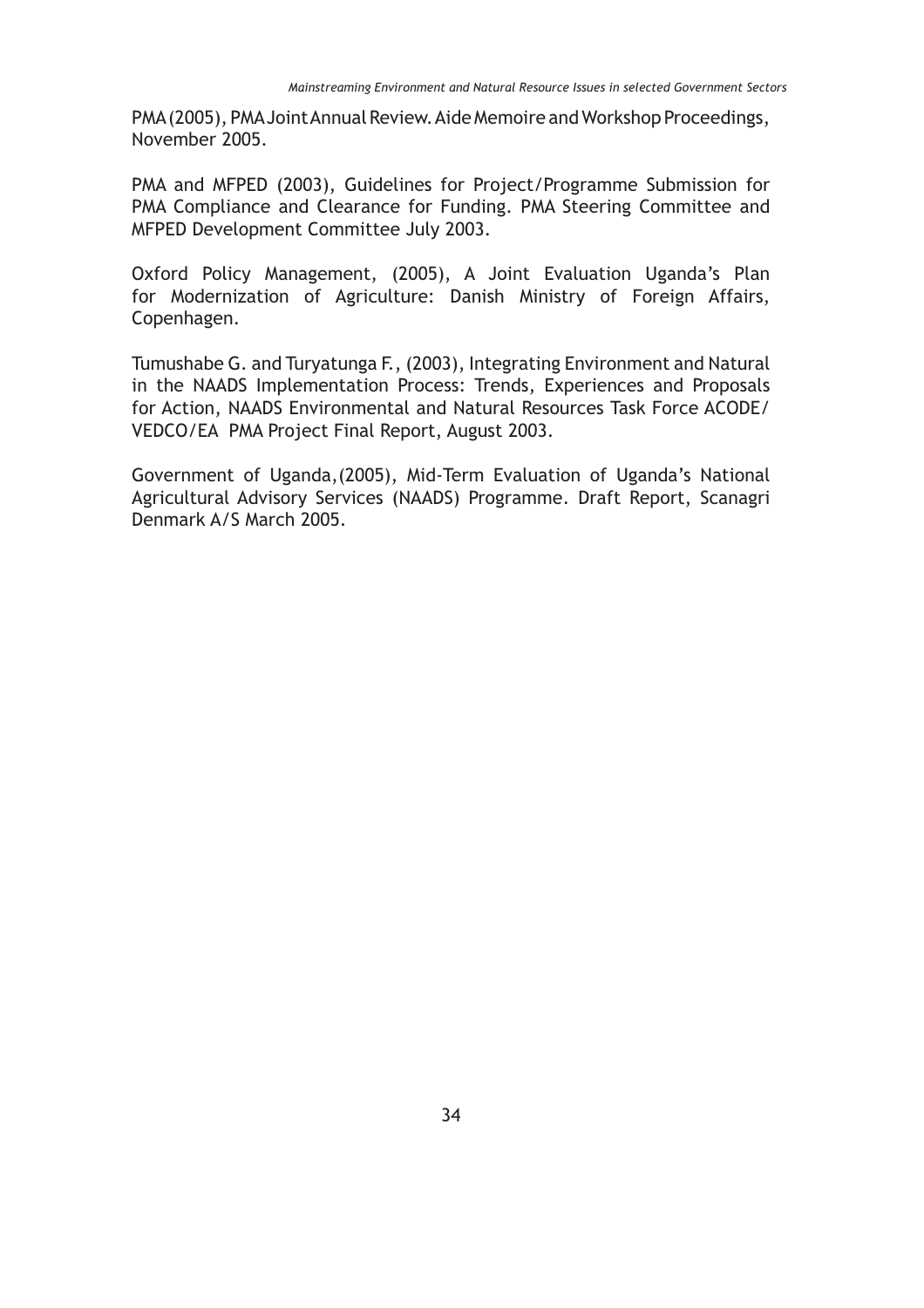PMA (2005), PMA Joint Annual Review. Aide Memoire and Workshop Proceedings, November 2005.

PMA and MFPED (2003), Guidelines for Project/Programme Submission for PMA Compliance and Clearance for Funding. PMA Steering Committee and MFPED Development Committee July 2003.

Oxford Policy Management, (2005), A Joint Evaluation Uganda's Plan for Modernization of Agriculture: Danish Ministry of Foreign Affairs, Copenhagen.

Tumushabe G. and Turyatunga F., (2003), Integrating Environment and Natural in the NAADS Implementation Process: Trends, Experiences and Proposals for Action, NAADS Environmental and Natural Resources Task Force ACODE/ VEDCO/EA PMA Project Final Report, August 2003.

Government of Uganda,(2005), Mid-Term Evaluation of Uganda's National Agricultural Advisory Services (NAADS) Programme. Draft Report, Scanagri Denmark A/S March 2005.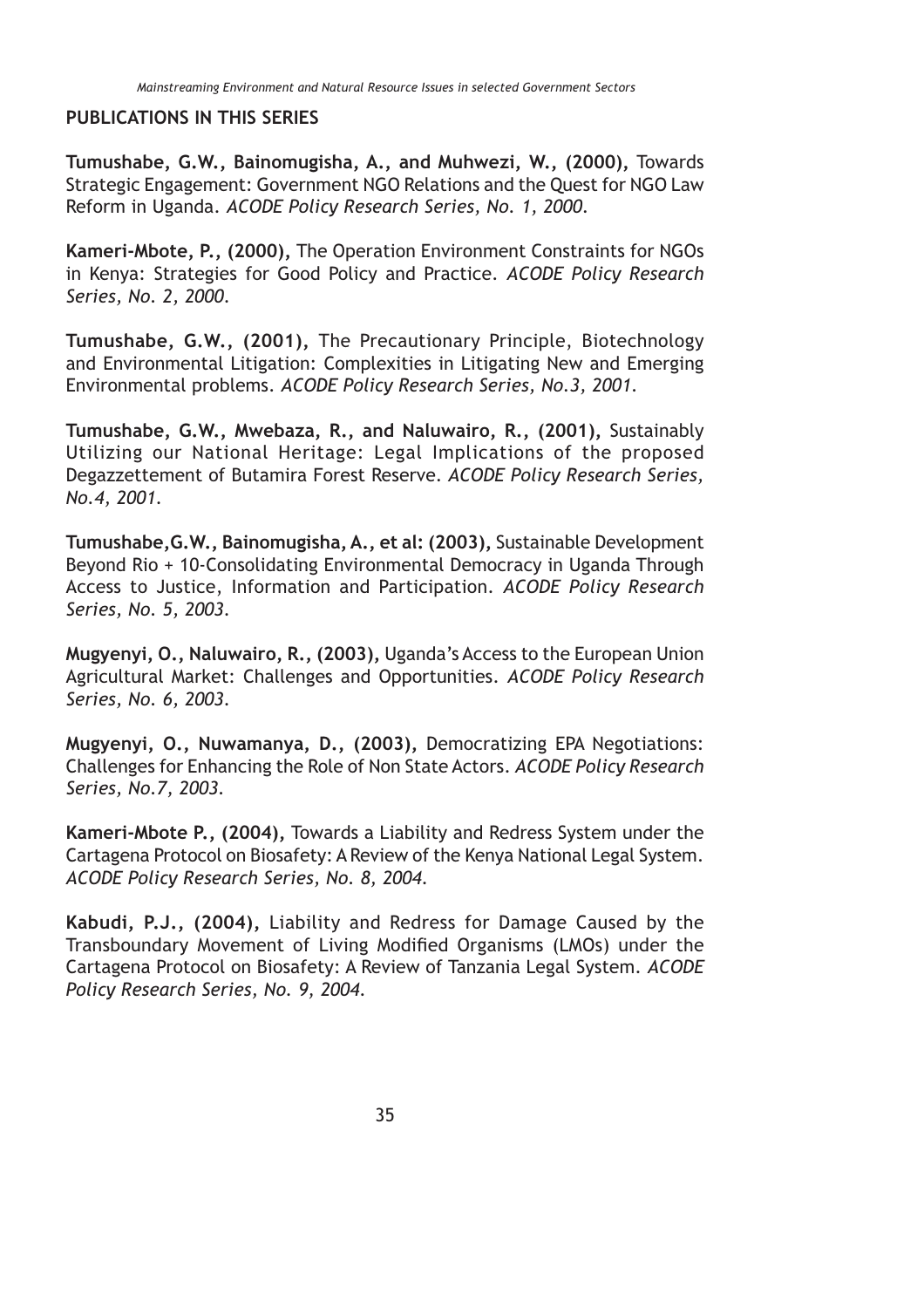## PUBLICATIONS IN THIS SERIES

**Tumushabe, G.W., Bainomugisha, A., and Muhwezi, W., (2000),** Towards Strategic Engagement: Government NGO Relations and the Quest for NGO Law Reform in Uganda. *ACODE Policy Research Series, No. 1, 2000.*

**Kameri-Mbote, P., (2000),** The Operation Environment Constraints for NGOs in Kenya: Strategies for Good Policy and Practice. *ACODE Policy Research Series, No. 2, 2000.*

**Tumushabe, G.W., (2001),** The Precautionary Principle, Biotechnology and Environmental Litigation: Complexities in Litigating New and Emerging Environmental problems. *ACODE Policy Research Series, No.3, 2001.*

**Tumushabe, G.W., Mwebaza, R., and Naluwairo, R., (2001),** Sustainably Utilizing our National Heritage: Legal Implications of the proposed Degazzettement of Butamira Forest Reserve. *ACODE Policy Research Series, No.4, 2001.*

**Tumushabe,G.W., Bainomugisha, A., et al: (2003),** Sustainable Development Beyond Rio + 10-Consolidating Environmental Democracy in Uganda Through Access to Justice, Information and Participation. *ACODE Policy Research Series, No. 5, 2003.*

**Mugyenyi, O., Naluwairo, R., (2003),** Uganda's Access to the European Union Agricultural Market: Challenges and Opportunities. *ACODE Policy Research Series, No. 6, 2003.*

**Mugyenyi, O., Nuwamanya, D., (2003),** Democratizing EPA Negotiations: Challenges for Enhancing the Role of Non State Actors. *ACODE Policy Research Series, No.7, 2003.*

**Kameri-Mbote P., (2004),** Towards a Liability and Redress System under the Cartagena Protocol on Biosafety: A Review of the Kenya National Legal System. *ACODE Policy Research Series, No. 8, 2004.*

**Kabudi, P.J., (2004),** Liability and Redress for Damage Caused by the Transboundary Movement of Living Modified Organisms (LMOs) under the Cartagena Protocol on Biosafety: A Review of Tanzania Legal System. *ACODE Policy Research Series, No. 9, 2004.*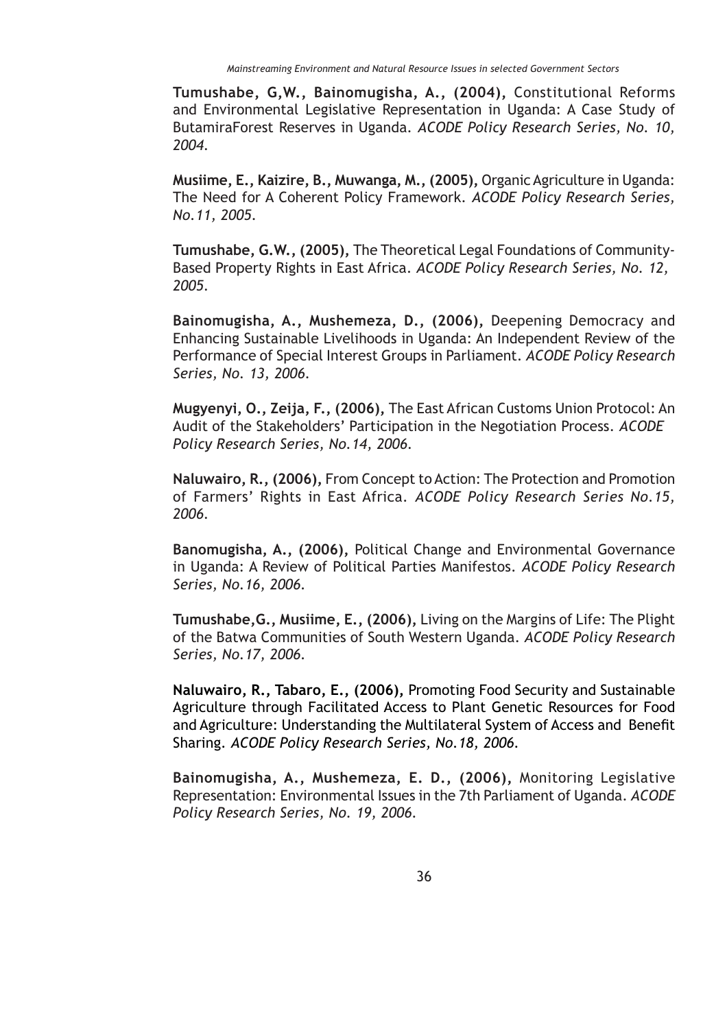**Tumushabe, G,W., Bainomugisha, A., (2004),** Constitutional Reforms and Environmental Legislative Representation in Uganda: A Case Study of ButamiraForest Reserves in Uganda. *ACODE Policy Research Series, No. 10, 2004.*

**Musiime, E., Kaizire, B., Muwanga, M., (2005),** Organic Agriculture in Uganda: The Need for A Coherent Policy Framework. *ACODE Policy Research Series, No.11, 2005.*

**Tumushabe, G.W., (2005),** The Theoretical Legal Foundations of Community-Based Property Rights in East Africa. *ACODE Policy Research Series, No. 12, 2005.*

**Bainomugisha, A., Mushemeza, D., (2006),** Deepening Democracy and Enhancing Sustainable Livelihoods in Uganda: An Independent Review of the Performance of Special Interest Groups in Parliament. *ACODE Policy Research Series, No. 13, 2006.*

**Mugyenyi, O., Zeija, F., (2006),** The East African Customs Union Protocol: An Audit of the Stakeholders' Participation in the Negotiation Process. *ACODE Policy Research Series, No.14, 2006.*

**Naluwairo, R., (2006),** From Concept to Action: The Protection and Promotion of Farmers' Rights in East Africa. *ACODE Policy Research Series No.15, 2006.*

**Banomugisha, A., (2006),** Political Change and Environmental Governance in Uganda: A Review of Political Parties Manifestos. *ACODE Policy Research Series, No.16, 2006.*

**Tumushabe,G., Musiime, E., (2006),** Living on the Margins of Life: The Plight of the Batwa Communities of South Western Uganda. *ACODE Policy Research Series, No.17, 2006.*

**Naluwairo, R., Tabaro, E., (2006),** Promoting Food Security and Sustainable Agriculture through Facilitated Access to Plant Genetic Resources for Food and Agriculture: Understanding the Multilateral System of Access and Benefit Sharing. *ACODE Policy Research Series, No.18, 2006.*

**Bainomugisha, A., Mushemeza, E. D., (2006),** Monitoring Legislative Representation: Environmental Issues in the 7th Parliament of Uganda. *ACODE Policy Research Series, No. 19, 2006.*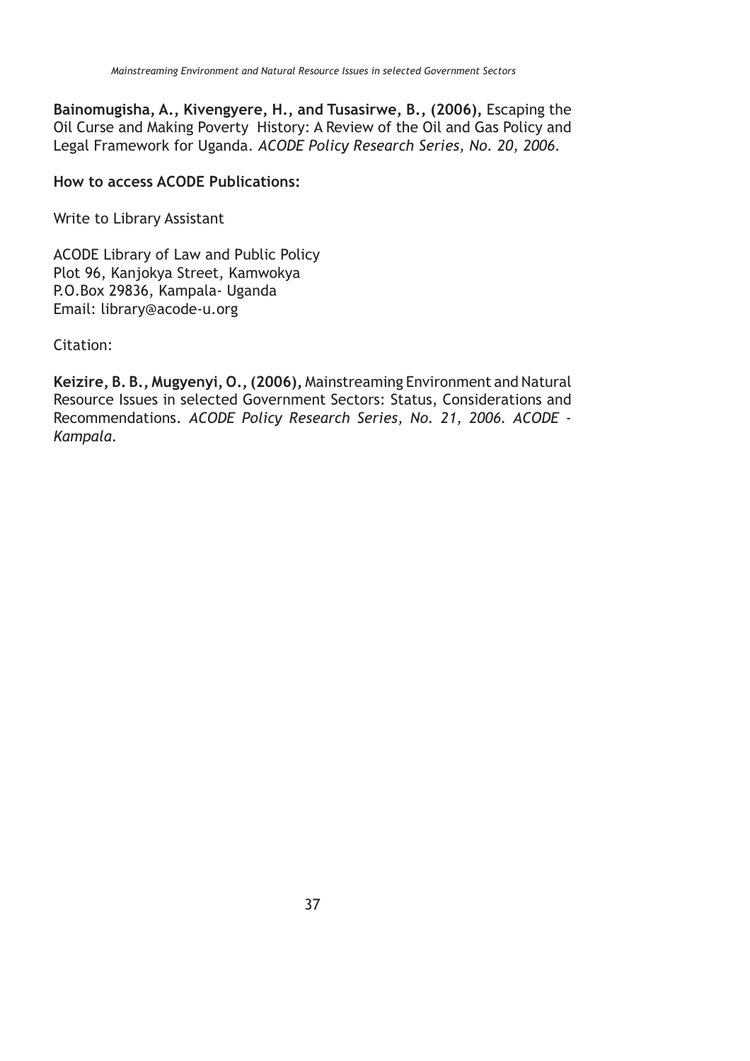**Bainomugisha, A., Kivengyere, H., and Tusasirwe, B., (2006),** Escaping the Oil Curse and Making Poverty History: A Review of the Oil and Gas Policy and Legal Framework for Uganda. *ACODE Policy Research Series, No. 20, 2006.*

**How to access ACODE Publications:**

Write to Library Assistant

ACODE Library of Law and Public Policy
Plot 96, Kanjokya Street, Kamwokya
P.O.Box 29836, Kampala- Uganda
Email: library@acode-u.org

Citation:

**Keizire, B. B., Mugyenyi, O., (2006),** Mainstreaming Environment and Natural Resource Issues in selected Government Sectors: Status, Considerations and Recommendations. *ACODE Policy Research Series, No. 21, 2006. ACODE - Kampala.*